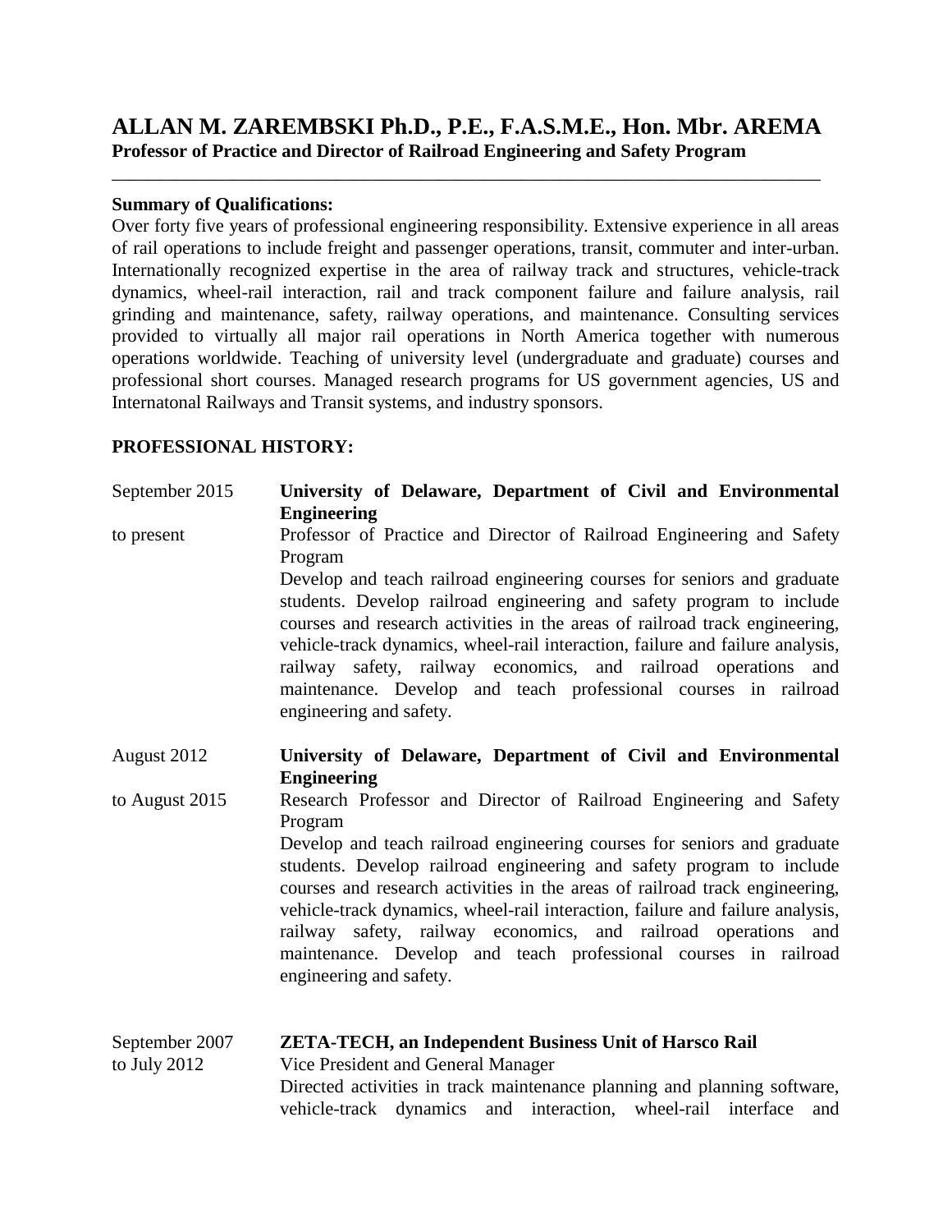# ALLAN M. ZAREMBSKI Ph.D., P.E., F.A.S.M.E., Hon. Mbr. AREMA

**Professor of Practice and Director of Railroad Engineering and Safety Program**

---

**Summary of Qualifications:**

Over forty five years of professional engineering responsibility. Extensive experience in all areas of rail operations to include freight and passenger operations, transit, commuter and inter-urban. Internationally recognized expertise in the area of railway track and structures, vehicle-track dynamics, wheel-rail interaction, rail and track component failure and failure analysis, rail grinding and maintenance, safety, railway operations, and maintenance. Consulting services provided to virtually all major rail operations in North America together with numerous operations worldwide. Teaching of university level (undergraduate and graduate) courses and professional short courses. Managed research programs for US government agencies, US and Internatonal Railways and Transit systems, and industry sponsors.

## PROFESSIONAL HISTORY:

**September 2015 to present**

**University of Delaware, Department of Civil and Environmental Engineering**

Professor of Practice and Director of Railroad Engineering and Safety Program

Develop and teach railroad engineering courses for seniors and graduate students. Develop railroad engineering and safety program to include courses and research activities in the areas of railroad track engineering, vehicle-track dynamics, wheel-rail interaction, failure and failure analysis, railway safety, railway economics, and railroad operations and maintenance. Develop and teach professional courses in railroad engineering and safety.

**August 2012 to August 2015**

**University of Delaware, Department of Civil and Environmental Engineering**

Research Professor and Director of Railroad Engineering and Safety Program

Develop and teach railroad engineering courses for seniors and graduate students. Develop railroad engineering and safety program to include courses and research activities in the areas of railroad track engineering, vehicle-track dynamics, wheel-rail interaction, failure and failure analysis, railway safety, railway economics, and railroad operations and maintenance. Develop and teach professional courses in railroad engineering and safety.

**September 2007 to July 2012**

**ZETA-TECH, an Independent Business Unit of Harsco Rail**

Vice President and General Manager

Directed activities in track maintenance planning and planning software, vehicle-track dynamics and interaction, wheel-rail interface and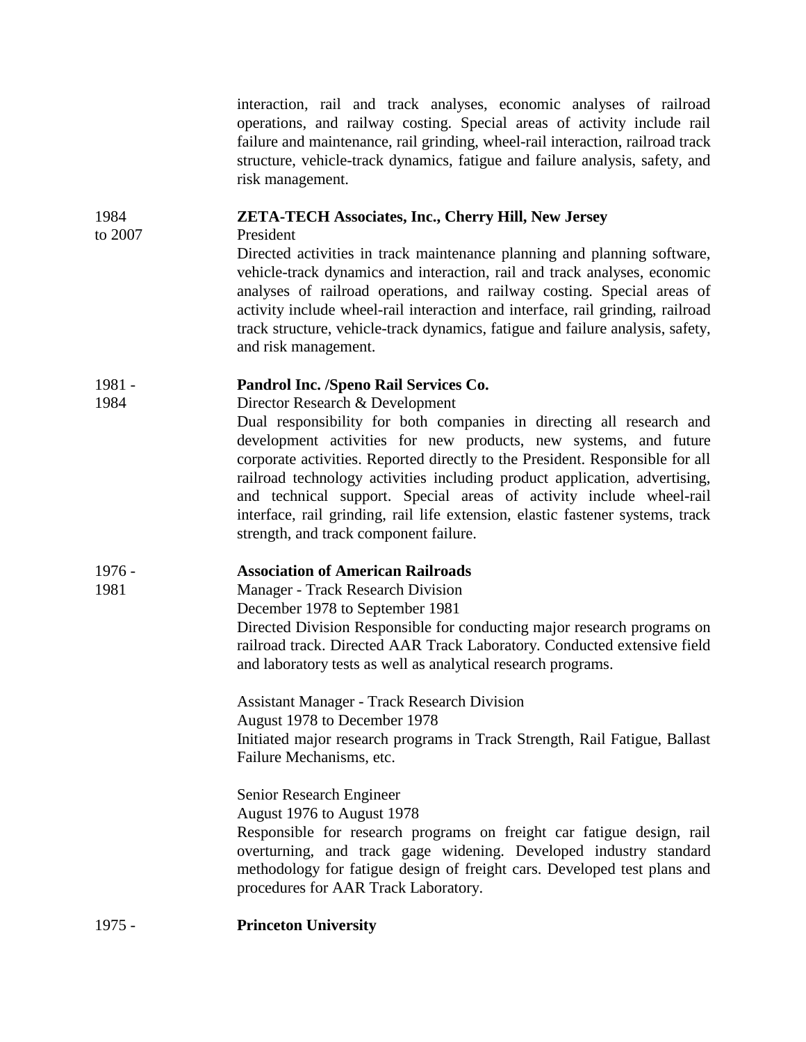interaction, rail and track analyses, economic analyses of railroad operations, and railway costing. Special areas of activity include rail failure and maintenance, rail grinding, wheel-rail interaction, railroad track structure, vehicle-track dynamics, fatigue and failure analysis, safety, and risk management.

1984 to 2007 — **ZETA-TECH Associates, Inc., Cherry Hill, New Jersey**
President
Directed activities in track maintenance planning and planning software, vehicle-track dynamics and interaction, rail and track analyses, economic analyses of railroad operations, and railway costing. Special areas of activity include wheel-rail interaction and interface, rail grinding, railroad track structure, vehicle-track dynamics, fatigue and failure analysis, safety, and risk management.

1981 - 1984 — **Pandrol Inc. /Speno Rail Services Co.**
Director Research & Development
Dual responsibility for both companies in directing all research and development activities for new products, new systems, and future corporate activities. Reported directly to the President. Responsible for all railroad technology activities including product application, advertising, and technical support. Special areas of activity include wheel-rail interface, rail grinding, rail life extension, elastic fastener systems, track strength, and track component failure.

1976 - 1981 — **Association of American Railroads**
Manager - Track Research Division
December 1978 to September 1981
Directed Division Responsible for conducting major research programs on railroad track. Directed AAR Track Laboratory. Conducted extensive field and laboratory tests as well as analytical research programs.

Assistant Manager - Track Research Division
August 1978 to December 1978
Initiated major research programs in Track Strength, Rail Fatigue, Ballast Failure Mechanisms, etc.

Senior Research Engineer
August 1976 to August 1978
Responsible for research programs on freight car fatigue design, rail overturning, and track gage widening. Developed industry standard methodology for fatigue design of freight cars. Developed test plans and procedures for AAR Track Laboratory.

1975 - — **Princeton University**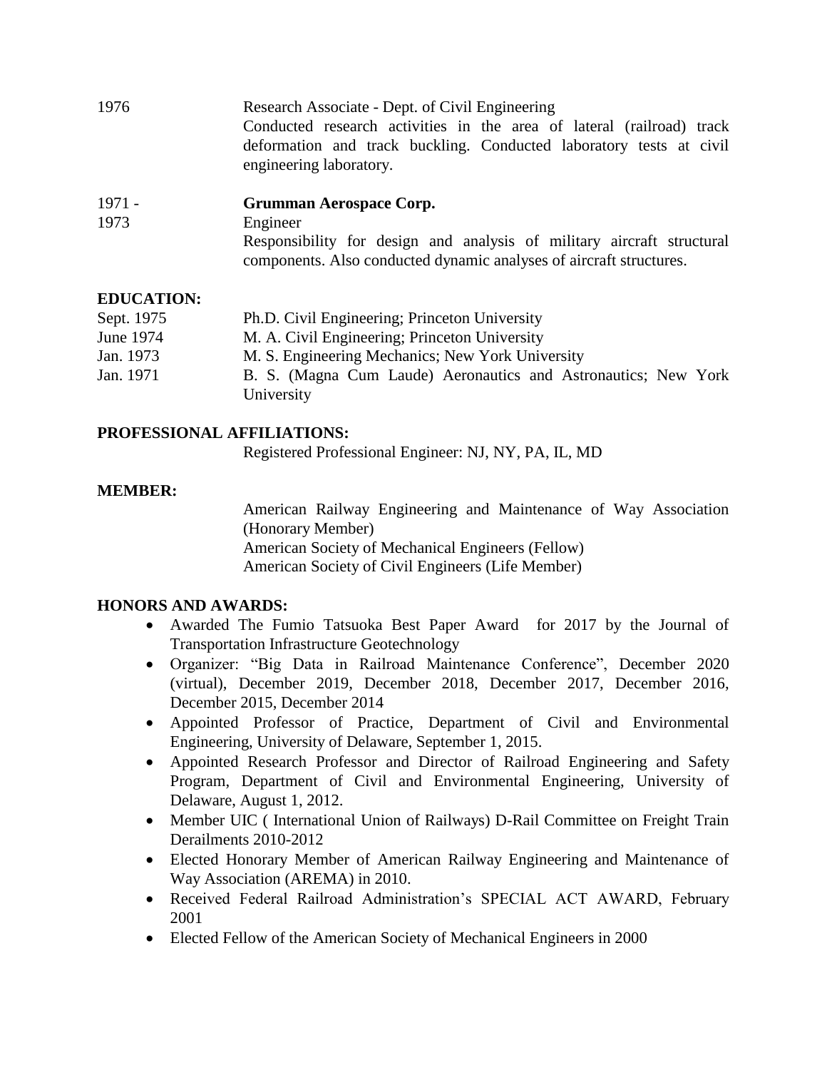1976 Research Associate - Dept. of Civil Engineering
Conducted research activities in the area of lateral (railroad) track deformation and track buckling. Conducted laboratory tests at civil engineering laboratory.

1971 - 1973 **Grumman Aerospace Corp.**
Engineer
Responsibility for design and analysis of military aircraft structural components. Also conducted dynamic analyses of aircraft structures.

**EDUCATION:**

| | |
|---|---|
| Sept. 1975 | Ph.D. Civil Engineering; Princeton University |
| June 1974 | M. A. Civil Engineering; Princeton University |
| Jan. 1973 | M. S. Engineering Mechanics; New York University |
| Jan. 1971 | B. S. (Magna Cum Laude) Aeronautics and Astronautics; New York University |

**PROFESSIONAL AFFILIATIONS:**

Registered Professional Engineer: NJ, NY, PA, IL, MD

**MEMBER:**

American Railway Engineering and Maintenance of Way Association (Honorary Member)
American Society of Mechanical Engineers (Fellow)
American Society of Civil Engineers (Life Member)

**HONORS AND AWARDS:**

- Awarded The Fumio Tatsuoka Best Paper Award for 2017 by the Journal of Transportation Infrastructure Geotechnology
- Organizer: "Big Data in Railroad Maintenance Conference", December 2020 (virtual), December 2019, December 2018, December 2017, December 2016, December 2015, December 2014
- Appointed Professor of Practice, Department of Civil and Environmental Engineering, University of Delaware, September 1, 2015.
- Appointed Research Professor and Director of Railroad Engineering and Safety Program, Department of Civil and Environmental Engineering, University of Delaware, August 1, 2012.
- Member UIC ( International Union of Railways) D-Rail Committee on Freight Train Derailments 2010-2012
- Elected Honorary Member of American Railway Engineering and Maintenance of Way Association (AREMA) in 2010.
- Received Federal Railroad Administration's SPECIAL ACT AWARD, February 2001
- Elected Fellow of the American Society of Mechanical Engineers in 2000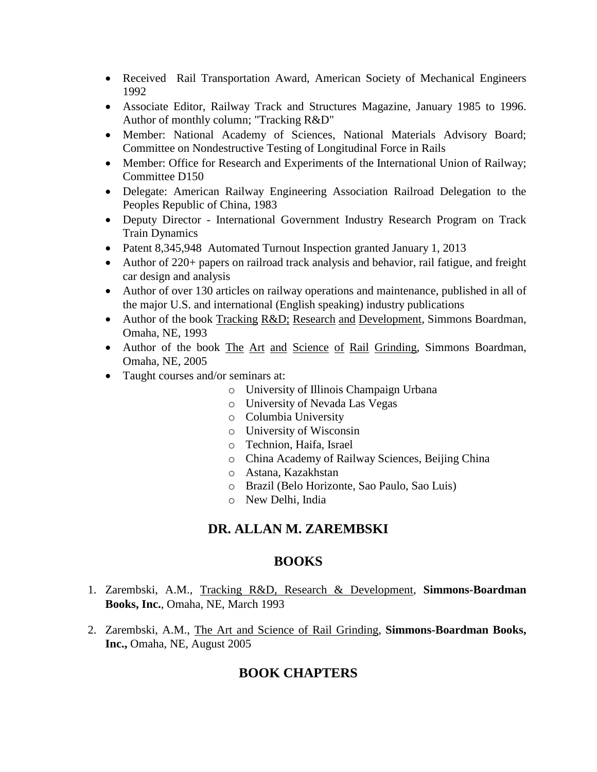- Received  Rail Transportation Award, American Society of Mechanical Engineers 1992
- Associate Editor, Railway Track and Structures Magazine, January 1985 to 1996. Author of monthly column; "Tracking R&D"
- Member: National Academy of Sciences, National Materials Advisory Board; Committee on Nondestructive Testing of Longitudinal Force in Rails
- Member: Office for Research and Experiments of the International Union of Railway; Committee D150
- Delegate: American Railway Engineering Association Railroad Delegation to the Peoples Republic of China, 1983
- Deputy Director - International Government Industry Research Program on Track Train Dynamics
- Patent 8,345,948  Automated Turnout Inspection granted January 1, 2013
- Author of 220+ papers on railroad track analysis and behavior, rail fatigue, and freight car design and analysis
- Author of over 130 articles on railway operations and maintenance, published in all of the major U.S. and international (English speaking) industry publications
- Author of the book <u>Tracking</u> <u>R&D;</u> <u>Research</u> <u>and</u> <u>Development</u>, Simmons Boardman, Omaha, NE, 1993
- Author of the book <u>The</u> <u>Art</u> <u>and</u> <u>Science</u> <u>of</u> <u>Rail</u> <u>Grinding</u>, Simmons Boardman, Omaha, NE, 2005
- Taught courses and/or seminars at:
  - University of Illinois Champaign Urbana
  - University of Nevada Las Vegas
  - Columbia University
  - University of Wisconsin
  - Technion, Haifa, Israel
  - China Academy of Railway Sciences, Beijing China
  - Astana, Kazakhstan
  - Brazil (Belo Horizonte, Sao Paulo, Sao Luis)
  - New Delhi, India

## DR. ALLAN M. ZAREMBSKI

## BOOKS

1. Zarembski, A.M., <u>Tracking R&D, Research & Development</u>, **Simmons-Boardman Books, Inc.**, Omaha, NE, March 1993

2. Zarembski, A.M., <u>The Art and Science of Rail Grinding</u>, **Simmons-Boardman Books, Inc.,** Omaha, NE, August 2005

## BOOK CHAPTERS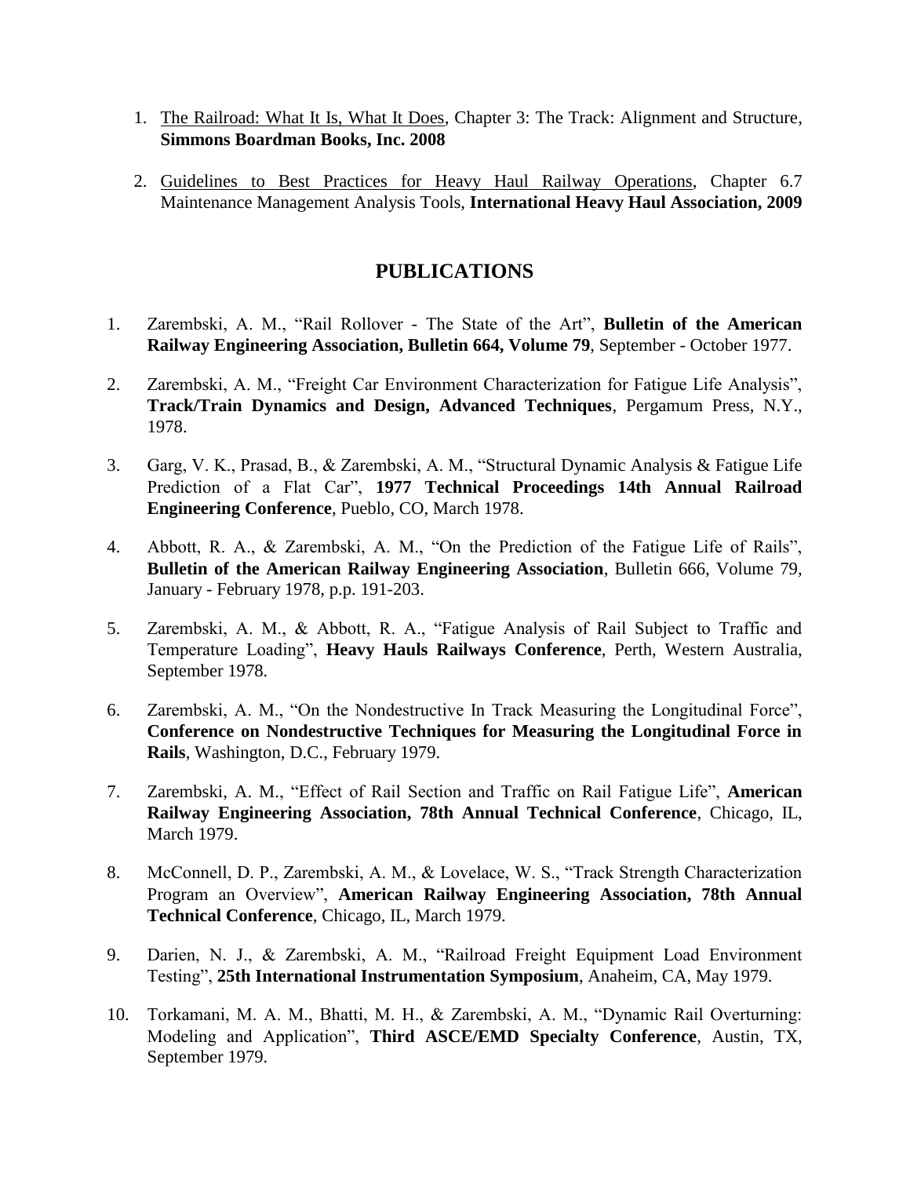1. The Railroad: What It Is, What It Does, Chapter 3: The Track: Alignment and Structure, **Simmons Boardman Books, Inc. 2008**

2. Guidelines to Best Practices for Heavy Haul Railway Operations, Chapter 6.7 Maintenance Management Analysis Tools, **International Heavy Haul Association, 2009**

## PUBLICATIONS

1. Zarembski, A. M., "Rail Rollover - The State of the Art", **Bulletin of the American Railway Engineering Association, Bulletin 664, Volume 79**, September - October 1977.

2. Zarembski, A. M., "Freight Car Environment Characterization for Fatigue Life Analysis", **Track/Train Dynamics and Design, Advanced Techniques**, Pergamum Press, N.Y., 1978.

3. Garg, V. K., Prasad, B., & Zarembski, A. M., "Structural Dynamic Analysis & Fatigue Life Prediction of a Flat Car", **1977 Technical Proceedings 14th Annual Railroad Engineering Conference**, Pueblo, CO, March 1978.

4. Abbott, R. A., & Zarembski, A. M., "On the Prediction of the Fatigue Life of Rails", **Bulletin of the American Railway Engineering Association**, Bulletin 666, Volume 79, January - February 1978, p.p. 191-203.

5. Zarembski, A. M., & Abbott, R. A., "Fatigue Analysis of Rail Subject to Traffic and Temperature Loading", **Heavy Hauls Railways Conference**, Perth, Western Australia, September 1978.

6. Zarembski, A. M., "On the Nondestructive In Track Measuring the Longitudinal Force", **Conference on Nondestructive Techniques for Measuring the Longitudinal Force in Rails**, Washington, D.C., February 1979.

7. Zarembski, A. M., "Effect of Rail Section and Traffic on Rail Fatigue Life", **American Railway Engineering Association, 78th Annual Technical Conference**, Chicago, IL, March 1979.

8. McConnell, D. P., Zarembski, A. M., & Lovelace, W. S., "Track Strength Characterization Program an Overview", **American Railway Engineering Association, 78th Annual Technical Conference**, Chicago, IL, March 1979.

9. Darien, N. J., & Zarembski, A. M., "Railroad Freight Equipment Load Environment Testing", **25th International Instrumentation Symposium**, Anaheim, CA, May 1979.

10. Torkamani, M. A. M., Bhatti, M. H., & Zarembski, A. M., "Dynamic Rail Overturning: Modeling and Application", **Third ASCE/EMD Specialty Conference**, Austin, TX, September 1979.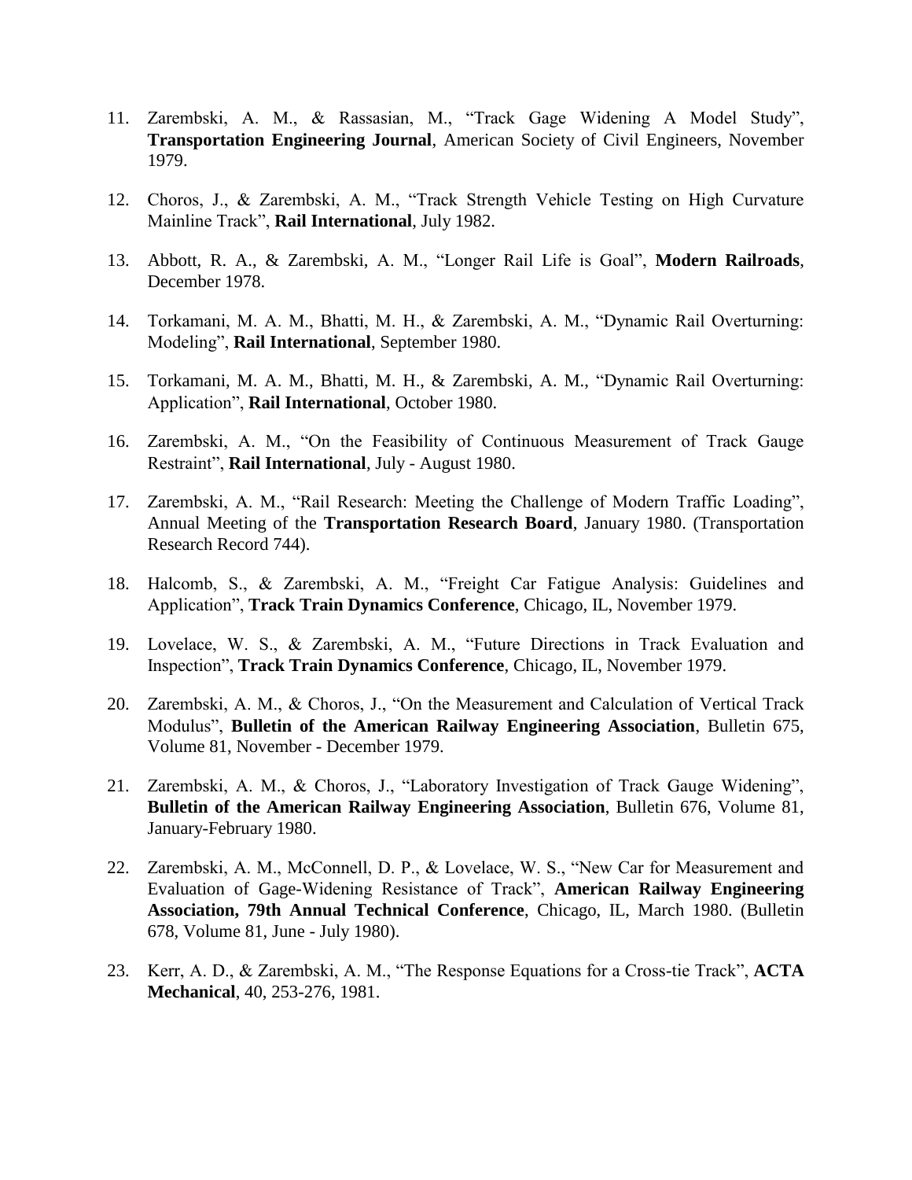11. Zarembski, A. M., & Rassasian, M., “Track Gage Widening A Model Study”, **Transportation Engineering Journal**, American Society of Civil Engineers, November 1979.

12. Choros, J., & Zarembski, A. M., “Track Strength Vehicle Testing on High Curvature Mainline Track”, **Rail International**, July 1982.

13. Abbott, R. A., & Zarembski, A. M., “Longer Rail Life is Goal”, **Modern Railroads**, December 1978.

14. Torkamani, M. A. M., Bhatti, M. H., & Zarembski, A. M., “Dynamic Rail Overturning: Modeling”, **Rail International**, September 1980.

15. Torkamani, M. A. M., Bhatti, M. H., & Zarembski, A. M., “Dynamic Rail Overturning: Application”, **Rail International**, October 1980.

16. Zarembski, A. M., “On the Feasibility of Continuous Measurement of Track Gauge Restraint”, **Rail International**, July - August 1980.

17. Zarembski, A. M., “Rail Research: Meeting the Challenge of Modern Traffic Loading”, Annual Meeting of the **Transportation Research Board**, January 1980. (Transportation Research Record 744).

18. Halcomb, S., & Zarembski, A. M., “Freight Car Fatigue Analysis: Guidelines and Application”, **Track Train Dynamics Conference**, Chicago, IL, November 1979.

19. Lovelace, W. S., & Zarembski, A. M., “Future Directions in Track Evaluation and Inspection”, **Track Train Dynamics Conference**, Chicago, IL, November 1979.

20. Zarembski, A. M., & Choros, J., “On the Measurement and Calculation of Vertical Track Modulus”, **Bulletin of the American Railway Engineering Association**, Bulletin 675, Volume 81, November - December 1979.

21. Zarembski, A. M., & Choros, J., “Laboratory Investigation of Track Gauge Widening”, **Bulletin of the American Railway Engineering Association**, Bulletin 676, Volume 81, January-February 1980.

22. Zarembski, A. M., McConnell, D. P., & Lovelace, W. S., “New Car for Measurement and Evaluation of Gage-Widening Resistance of Track”, **American Railway Engineering Association, 79th Annual Technical Conference**, Chicago, IL, March 1980. (Bulletin 678, Volume 81, June - July 1980).

23. Kerr, A. D., & Zarembski, A. M., “The Response Equations for a Cross-tie Track”, **ACTA Mechanical**, 40, 253-276, 1981.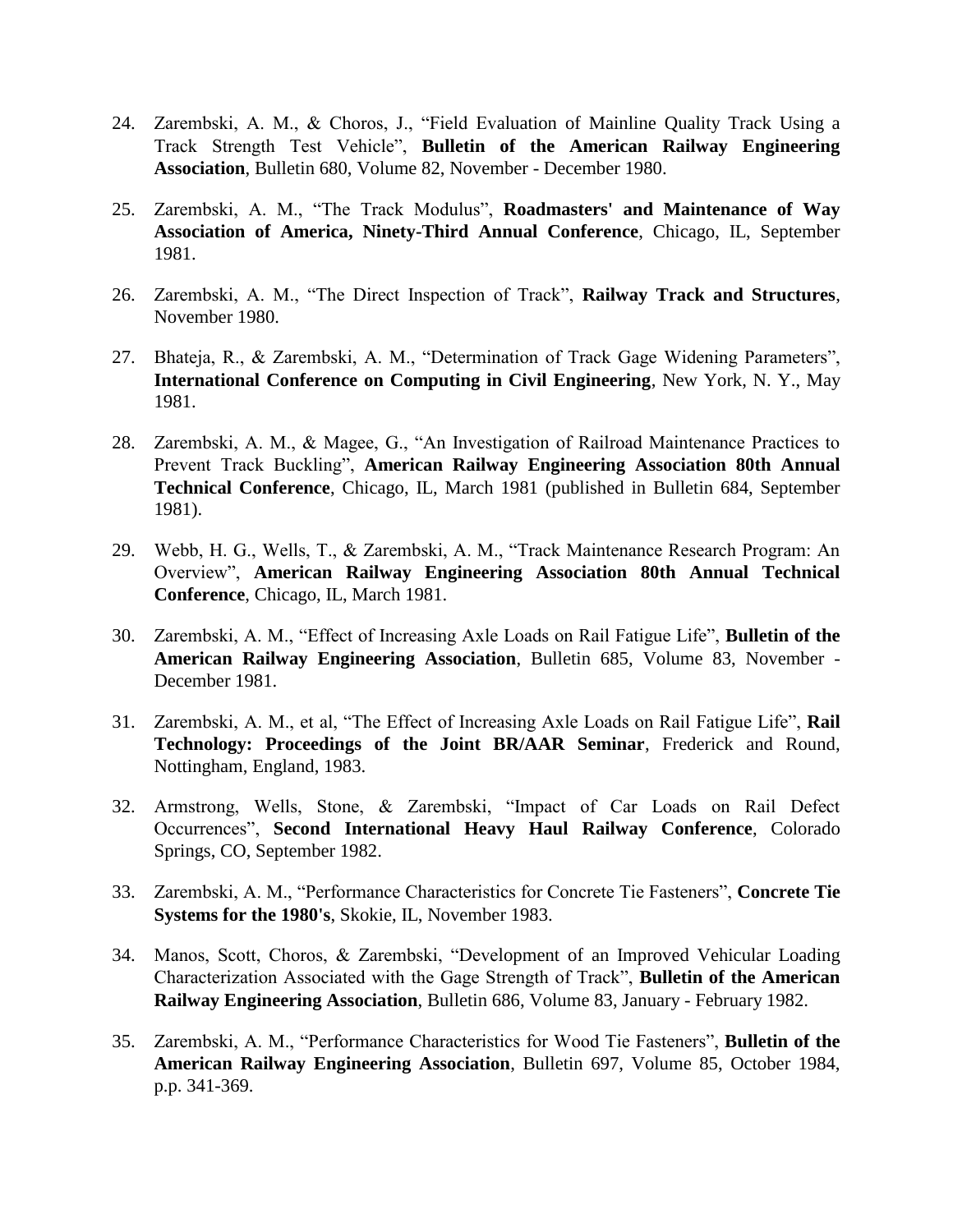24. Zarembski, A. M., & Choros, J., “Field Evaluation of Mainline Quality Track Using a Track Strength Test Vehicle”, **Bulletin of the American Railway Engineering Association**, Bulletin 680, Volume 82, November - December 1980.

25. Zarembski, A. M., “The Track Modulus”, **Roadmasters' and Maintenance of Way Association of America, Ninety-Third Annual Conference**, Chicago, IL, September 1981.

26. Zarembski, A. M., “The Direct Inspection of Track”, **Railway Track and Structures**, November 1980.

27. Bhateja, R., & Zarembski, A. M., “Determination of Track Gage Widening Parameters”, **International Conference on Computing in Civil Engineering**, New York, N. Y., May 1981.

28. Zarembski, A. M., & Magee, G., “An Investigation of Railroad Maintenance Practices to Prevent Track Buckling”, **American Railway Engineering Association 80th Annual Technical Conference**, Chicago, IL, March 1981 (published in Bulletin 684, September 1981).

29. Webb, H. G., Wells, T., & Zarembski, A. M., “Track Maintenance Research Program: An Overview”, **American Railway Engineering Association 80th Annual Technical Conference**, Chicago, IL, March 1981.

30. Zarembski, A. M., “Effect of Increasing Axle Loads on Rail Fatigue Life”, **Bulletin of the American Railway Engineering Association**, Bulletin 685, Volume 83, November - December 1981.

31. Zarembski, A. M., et al, “The Effect of Increasing Axle Loads on Rail Fatigue Life”, **Rail Technology: Proceedings of the Joint BR/AAR Seminar**, Frederick and Round, Nottingham, England, 1983.

32. Armstrong, Wells, Stone, & Zarembski, “Impact of Car Loads on Rail Defect Occurrences”, **Second International Heavy Haul Railway Conference**, Colorado Springs, CO, September 1982.

33. Zarembski, A. M., “Performance Characteristics for Concrete Tie Fasteners”, **Concrete Tie Systems for the 1980's**, Skokie, IL, November 1983.

34. Manos, Scott, Choros, & Zarembski, “Development of an Improved Vehicular Loading Characterization Associated with the Gage Strength of Track”, **Bulletin of the American Railway Engineering Association**, Bulletin 686, Volume 83, January - February 1982.

35. Zarembski, A. M., “Performance Characteristics for Wood Tie Fasteners”, **Bulletin of the American Railway Engineering Association**, Bulletin 697, Volume 85, October 1984, p.p. 341-369.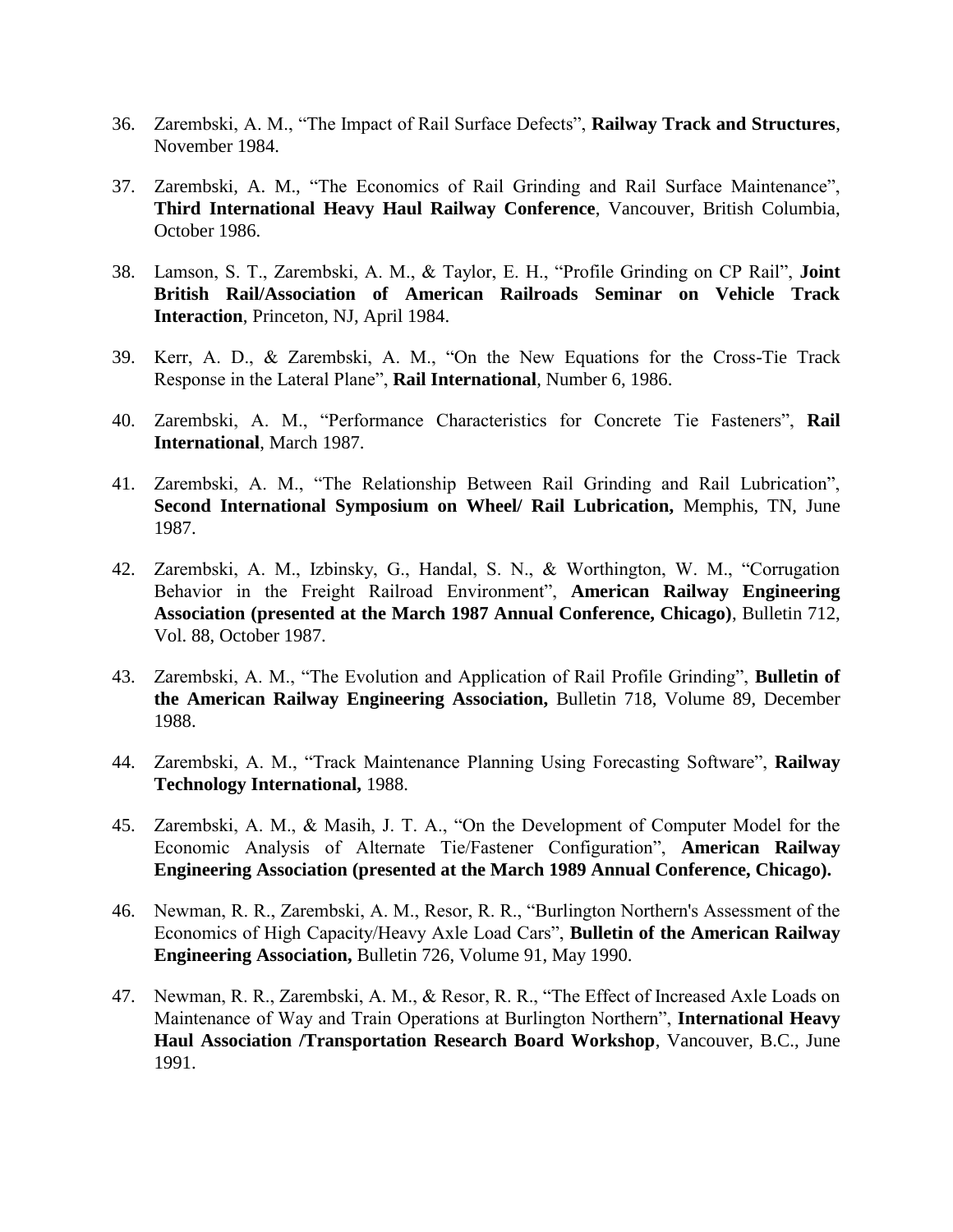36. Zarembski, A. M., “The Impact of Rail Surface Defects”, **Railway Track and Structures**, November 1984.

37. Zarembski, A. M., “The Economics of Rail Grinding and Rail Surface Maintenance”, **Third International Heavy Haul Railway Conference**, Vancouver, British Columbia, October 1986.

38. Lamson, S. T., Zarembski, A. M., & Taylor, E. H., “Profile Grinding on CP Rail”, **Joint British Rail/Association of American Railroads Seminar on Vehicle Track Interaction**, Princeton, NJ, April 1984.

39. Kerr, A. D., & Zarembski, A. M., “On the New Equations for the Cross-Tie Track Response in the Lateral Plane”, **Rail International**, Number 6, 1986.

40. Zarembski, A. M., “Performance Characteristics for Concrete Tie Fasteners”, **Rail International**, March 1987.

41. Zarembski, A. M., “The Relationship Between Rail Grinding and Rail Lubrication”, **Second International Symposium on Wheel/ Rail Lubrication,** Memphis, TN, June 1987.

42. Zarembski, A. M., Izbinsky, G., Handal, S. N., & Worthington, W. M., “Corrugation Behavior in the Freight Railroad Environment”, **American Railway Engineering Association (presented at the March 1987 Annual Conference, Chicago)**, Bulletin 712, Vol. 88, October 1987.

43. Zarembski, A. M., “The Evolution and Application of Rail Profile Grinding”, **Bulletin of the American Railway Engineering Association,** Bulletin 718, Volume 89, December 1988.

44. Zarembski, A. M., “Track Maintenance Planning Using Forecasting Software”, **Railway Technology International,** 1988.

45. Zarembski, A. M., & Masih, J. T. A., “On the Development of Computer Model for the Economic Analysis of Alternate Tie/Fastener Configuration”, **American Railway Engineering Association (presented at the March 1989 Annual Conference, Chicago).**

46. Newman, R. R., Zarembski, A. M., Resor, R. R., “Burlington Northern's Assessment of the Economics of High Capacity/Heavy Axle Load Cars”, **Bulletin of the American Railway Engineering Association,** Bulletin 726, Volume 91, May 1990.

47. Newman, R. R., Zarembski, A. M., & Resor, R. R., “The Effect of Increased Axle Loads on Maintenance of Way and Train Operations at Burlington Northern”, **International Heavy Haul Association /Transportation Research Board Workshop**, Vancouver, B.C., June 1991.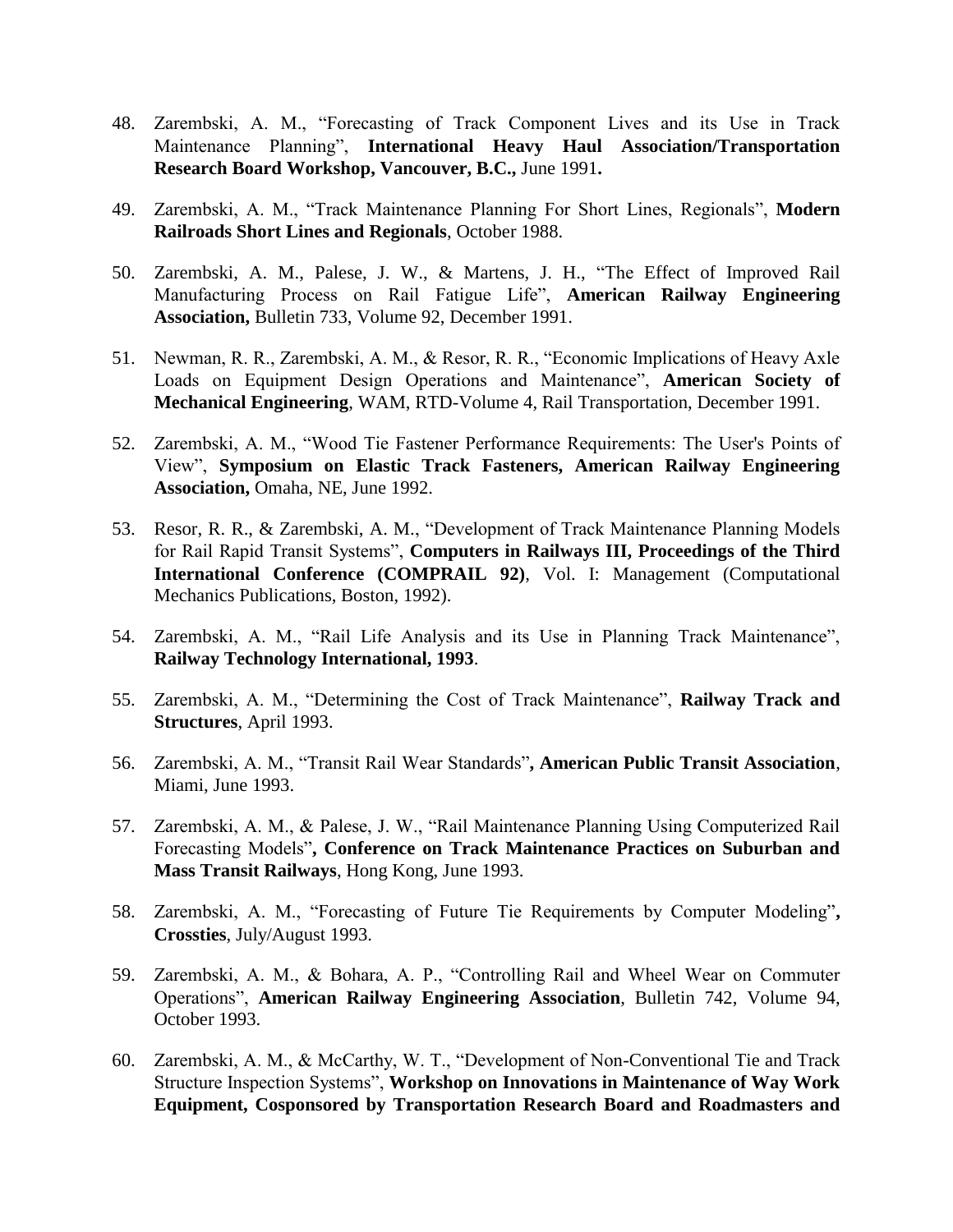48. Zarembski, A. M., “Forecasting of Track Component Lives and its Use in Track Maintenance Planning”, **International Heavy Haul Association/Transportation Research Board Workshop, Vancouver, B.C.,** June 1991**.**

49. Zarembski, A. M., “Track Maintenance Planning For Short Lines, Regionals”, **Modern Railroads Short Lines and Regionals**, October 1988.

50. Zarembski, A. M., Palese, J. W., & Martens, J. H., “The Effect of Improved Rail Manufacturing Process on Rail Fatigue Life”, **American Railway Engineering Association,** Bulletin 733, Volume 92, December 1991.

51. Newman, R. R., Zarembski, A. M., & Resor, R. R., “Economic Implications of Heavy Axle Loads on Equipment Design Operations and Maintenance”, **American Society of Mechanical Engineering**, WAM, RTD-Volume 4, Rail Transportation, December 1991.

52. Zarembski, A. M., “Wood Tie Fastener Performance Requirements: The User's Points of View”, **Symposium on Elastic Track Fasteners, American Railway Engineering Association,** Omaha, NE, June 1992.

53. Resor, R. R., & Zarembski, A. M., “Development of Track Maintenance Planning Models for Rail Rapid Transit Systems”, **Computers in Railways III, Proceedings of the Third International Conference (COMPRAIL 92)**, Vol. I: Management (Computational Mechanics Publications, Boston, 1992).

54. Zarembski, A. M., “Rail Life Analysis and its Use in Planning Track Maintenance”, **Railway Technology International, 1993**.

55. Zarembski, A. M., “Determining the Cost of Track Maintenance”, **Railway Track and Structures**, April 1993.

56. Zarembski, A. M., “Transit Rail Wear Standards”**, American Public Transit Association**, Miami, June 1993.

57. Zarembski, A. M., & Palese, J. W., “Rail Maintenance Planning Using Computerized Rail Forecasting Models”**, Conference on Track Maintenance Practices on Suburban and Mass Transit Railways**, Hong Kong, June 1993.

58. Zarembski, A. M., “Forecasting of Future Tie Requirements by Computer Modeling”**, Crossties**, July/August 1993.

59. Zarembski, A. M., & Bohara, A. P., “Controlling Rail and Wheel Wear on Commuter Operations”, **American Railway Engineering Association**, Bulletin 742, Volume 94, October 1993.

60. Zarembski, A. M., & McCarthy, W. T., “Development of Non-Conventional Tie and Track Structure Inspection Systems”, **Workshop on Innovations in Maintenance of Way Work Equipment, Cosponsored by Transportation Research Board and Roadmasters and**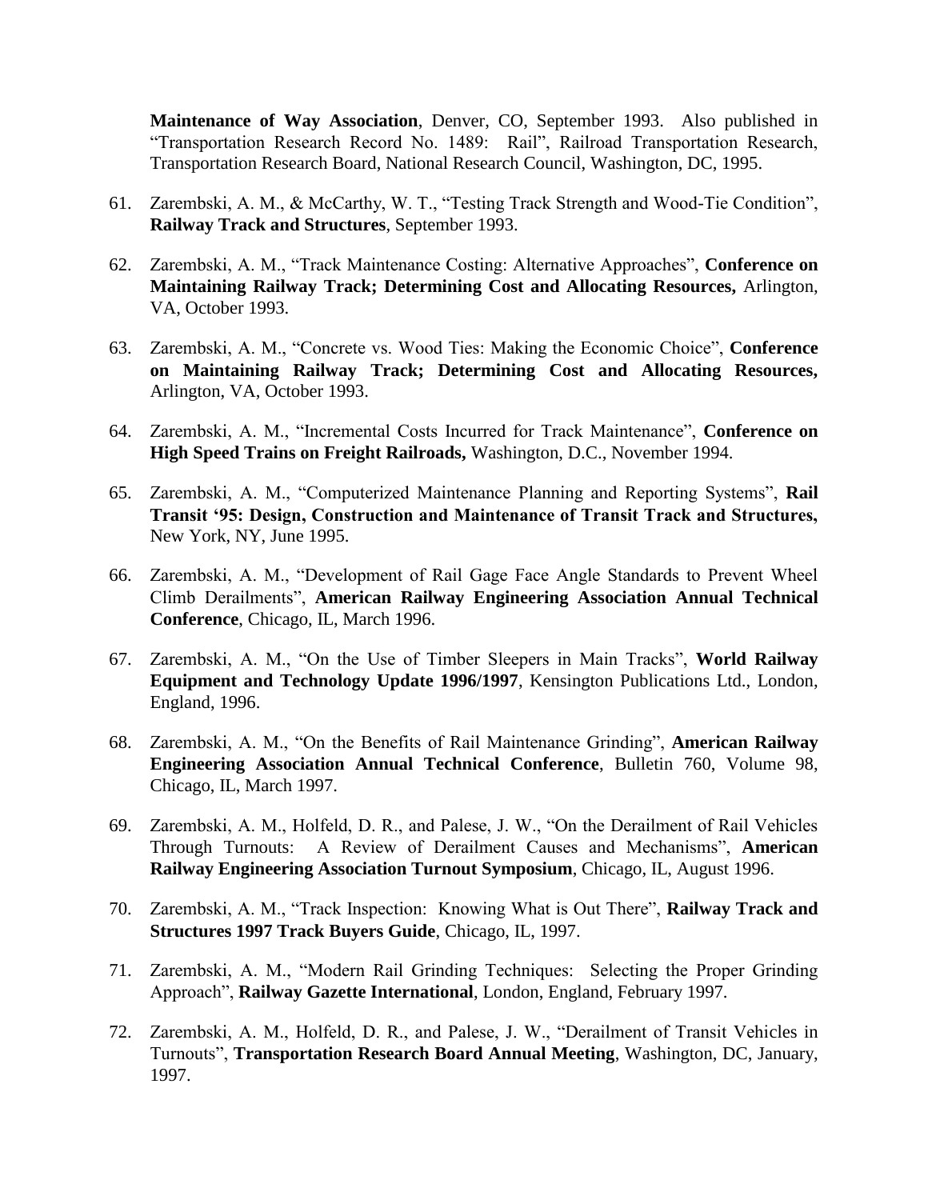**Maintenance of Way Association**, Denver, CO, September 1993. Also published in "Transportation Research Record No. 1489: Rail", Railroad Transportation Research, Transportation Research Board, National Research Council, Washington, DC, 1995.

61. Zarembski, A. M., & McCarthy, W. T., "Testing Track Strength and Wood-Tie Condition", **Railway Track and Structures**, September 1993.

62. Zarembski, A. M., "Track Maintenance Costing: Alternative Approaches", **Conference on Maintaining Railway Track; Determining Cost and Allocating Resources,** Arlington, VA, October 1993.

63. Zarembski, A. M., "Concrete vs. Wood Ties: Making the Economic Choice", **Conference on Maintaining Railway Track; Determining Cost and Allocating Resources,** Arlington, VA, October 1993.

64. Zarembski, A. M., "Incremental Costs Incurred for Track Maintenance", **Conference on High Speed Trains on Freight Railroads,** Washington, D.C., November 1994.

65. Zarembski, A. M., "Computerized Maintenance Planning and Reporting Systems", **Rail Transit '95: Design, Construction and Maintenance of Transit Track and Structures,** New York, NY, June 1995.

66. Zarembski, A. M., "Development of Rail Gage Face Angle Standards to Prevent Wheel Climb Derailments", **American Railway Engineering Association Annual Technical Conference**, Chicago, IL, March 1996.

67. Zarembski, A. M., "On the Use of Timber Sleepers in Main Tracks", **World Railway Equipment and Technology Update 1996/1997**, Kensington Publications Ltd., London, England, 1996.

68. Zarembski, A. M., "On the Benefits of Rail Maintenance Grinding", **American Railway Engineering Association Annual Technical Conference**, Bulletin 760, Volume 98, Chicago, IL, March 1997.

69. Zarembski, A. M., Holfeld, D. R., and Palese, J. W., "On the Derailment of Rail Vehicles Through Turnouts: A Review of Derailment Causes and Mechanisms", **American Railway Engineering Association Turnout Symposium**, Chicago, IL, August 1996.

70. Zarembski, A. M., "Track Inspection: Knowing What is Out There", **Railway Track and Structures 1997 Track Buyers Guide**, Chicago, IL, 1997.

71. Zarembski, A. M., "Modern Rail Grinding Techniques: Selecting the Proper Grinding Approach", **Railway Gazette International**, London, England, February 1997.

72. Zarembski, A. M., Holfeld, D. R., and Palese, J. W., "Derailment of Transit Vehicles in Turnouts", **Transportation Research Board Annual Meeting**, Washington, DC, January, 1997.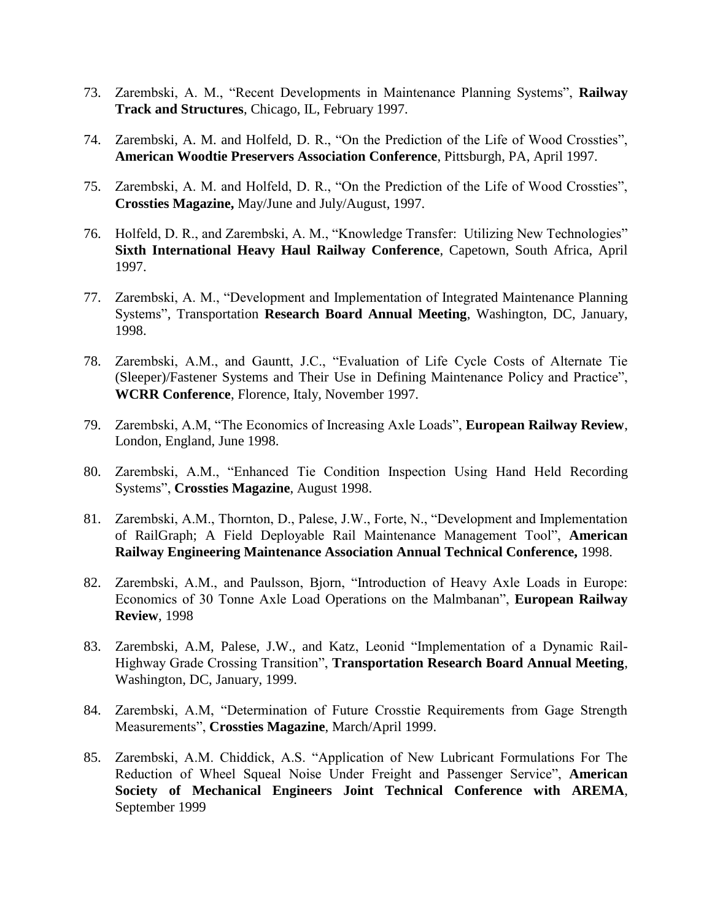73. Zarembski, A. M., "Recent Developments in Maintenance Planning Systems", **Railway Track and Structures**, Chicago, IL, February 1997.

74. Zarembski, A. M. and Holfeld, D. R., "On the Prediction of the Life of Wood Crossties", **American Woodtie Preservers Association Conference**, Pittsburgh, PA, April 1997.

75. Zarembski, A. M. and Holfeld, D. R., "On the Prediction of the Life of Wood Crossties", **Crossties Magazine,** May/June and July/August, 1997.

76. Holfeld, D. R., and Zarembski, A. M., "Knowledge Transfer: Utilizing New Technologies" **Sixth International Heavy Haul Railway Conference**, Capetown, South Africa, April 1997.

77. Zarembski, A. M., "Development and Implementation of Integrated Maintenance Planning Systems", Transportation **Research Board Annual Meeting**, Washington, DC, January, 1998.

78. Zarembski, A.M., and Gauntt, J.C., "Evaluation of Life Cycle Costs of Alternate Tie (Sleeper)/Fastener Systems and Their Use in Defining Maintenance Policy and Practice", **WCRR Conference**, Florence, Italy, November 1997.

79. Zarembski, A.M, "The Economics of Increasing Axle Loads", **European Railway Review**, London, England, June 1998.

80. Zarembski, A.M., "Enhanced Tie Condition Inspection Using Hand Held Recording Systems", **Crossties Magazine**, August 1998.

81. Zarembski, A.M., Thornton, D., Palese, J.W., Forte, N., "Development and Implementation of RailGraph; A Field Deployable Rail Maintenance Management Tool", **American Railway Engineering Maintenance Association Annual Technical Conference,** 1998.

82. Zarembski, A.M., and Paulsson, Bjorn, "Introduction of Heavy Axle Loads in Europe: Economics of 30 Tonne Axle Load Operations on the Malmbanan", **European Railway Review**, 1998

83. Zarembski, A.M, Palese, J.W., and Katz, Leonid "Implementation of a Dynamic Rail-Highway Grade Crossing Transition", **Transportation Research Board Annual Meeting**, Washington, DC, January, 1999.

84. Zarembski, A.M, "Determination of Future Crosstie Requirements from Gage Strength Measurements", **Crossties Magazine**, March/April 1999.

85. Zarembski, A.M. Chiddick, A.S. "Application of New Lubricant Formulations For The Reduction of Wheel Squeal Noise Under Freight and Passenger Service", **American Society of Mechanical Engineers Joint Technical Conference with AREMA**, September 1999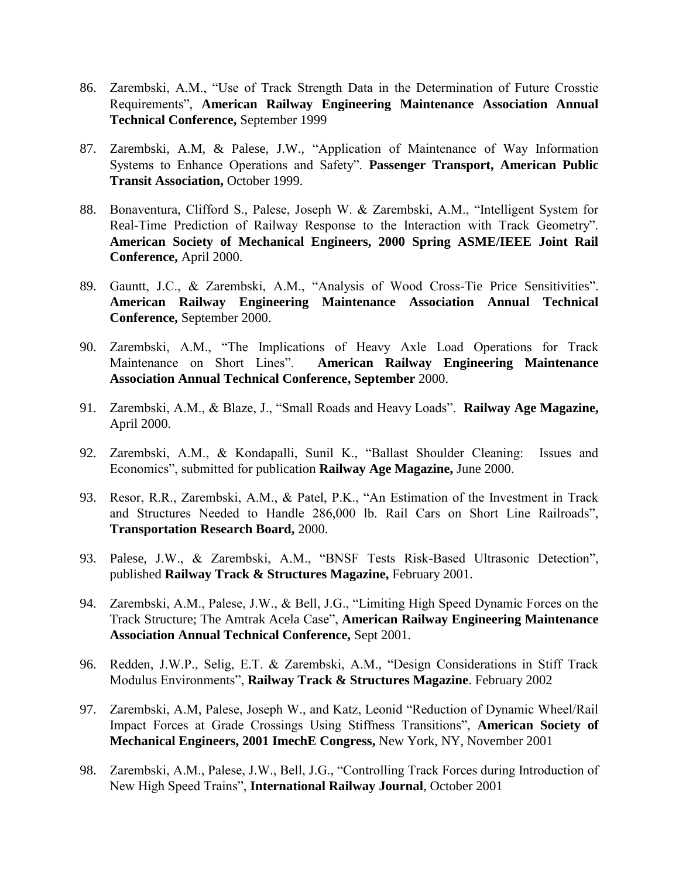86. Zarembski, A.M., "Use of Track Strength Data in the Determination of Future Crosstie Requirements", **American Railway Engineering Maintenance Association Annual Technical Conference,** September 1999

87. Zarembski, A.M, & Palese, J.W., "Application of Maintenance of Way Information Systems to Enhance Operations and Safety". **Passenger Transport, American Public Transit Association,** October 1999.

88. Bonaventura, Clifford S., Palese, Joseph W. & Zarembski, A.M., "Intelligent System for Real-Time Prediction of Railway Response to the Interaction with Track Geometry". **American Society of Mechanical Engineers, 2000 Spring ASME/IEEE Joint Rail Conference,** April 2000.

89. Gauntt, J.C., & Zarembski, A.M., "Analysis of Wood Cross-Tie Price Sensitivities". **American Railway Engineering Maintenance Association Annual Technical Conference,** September 2000.

90. Zarembski, A.M., "The Implications of Heavy Axle Load Operations for Track Maintenance on Short Lines". **American Railway Engineering Maintenance Association Annual Technical Conference, September** 2000.

91. Zarembski, A.M., & Blaze, J., "Small Roads and Heavy Loads". **Railway Age Magazine,** April 2000.

92. Zarembski, A.M., & Kondapalli, Sunil K., "Ballast Shoulder Cleaning: Issues and Economics", submitted for publication **Railway Age Magazine,** June 2000.

93. Resor, R.R., Zarembski, A.M., & Patel, P.K., "An Estimation of the Investment in Track and Structures Needed to Handle 286,000 lb. Rail Cars on Short Line Railroads", **Transportation Research Board,** 2000.

93. Palese, J.W., & Zarembski, A.M., "BNSF Tests Risk-Based Ultrasonic Detection", published **Railway Track & Structures Magazine,** February 2001.

94. Zarembski, A.M., Palese, J.W., & Bell, J.G., "Limiting High Speed Dynamic Forces on the Track Structure; The Amtrak Acela Case", **American Railway Engineering Maintenance Association Annual Technical Conference,** Sept 2001.

96. Redden, J.W.P., Selig, E.T. & Zarembski, A.M., "Design Considerations in Stiff Track Modulus Environments", **Railway Track & Structures Magazine**. February 2002

97. Zarembski, A.M, Palese, Joseph W., and Katz, Leonid "Reduction of Dynamic Wheel/Rail Impact Forces at Grade Crossings Using Stiffness Transitions", **American Society of Mechanical Engineers, 2001 ImechE Congress,** New York, NY, November 2001

98. Zarembski, A.M., Palese, J.W., Bell, J.G., "Controlling Track Forces during Introduction of New High Speed Trains", **International Railway Journal**, October 2001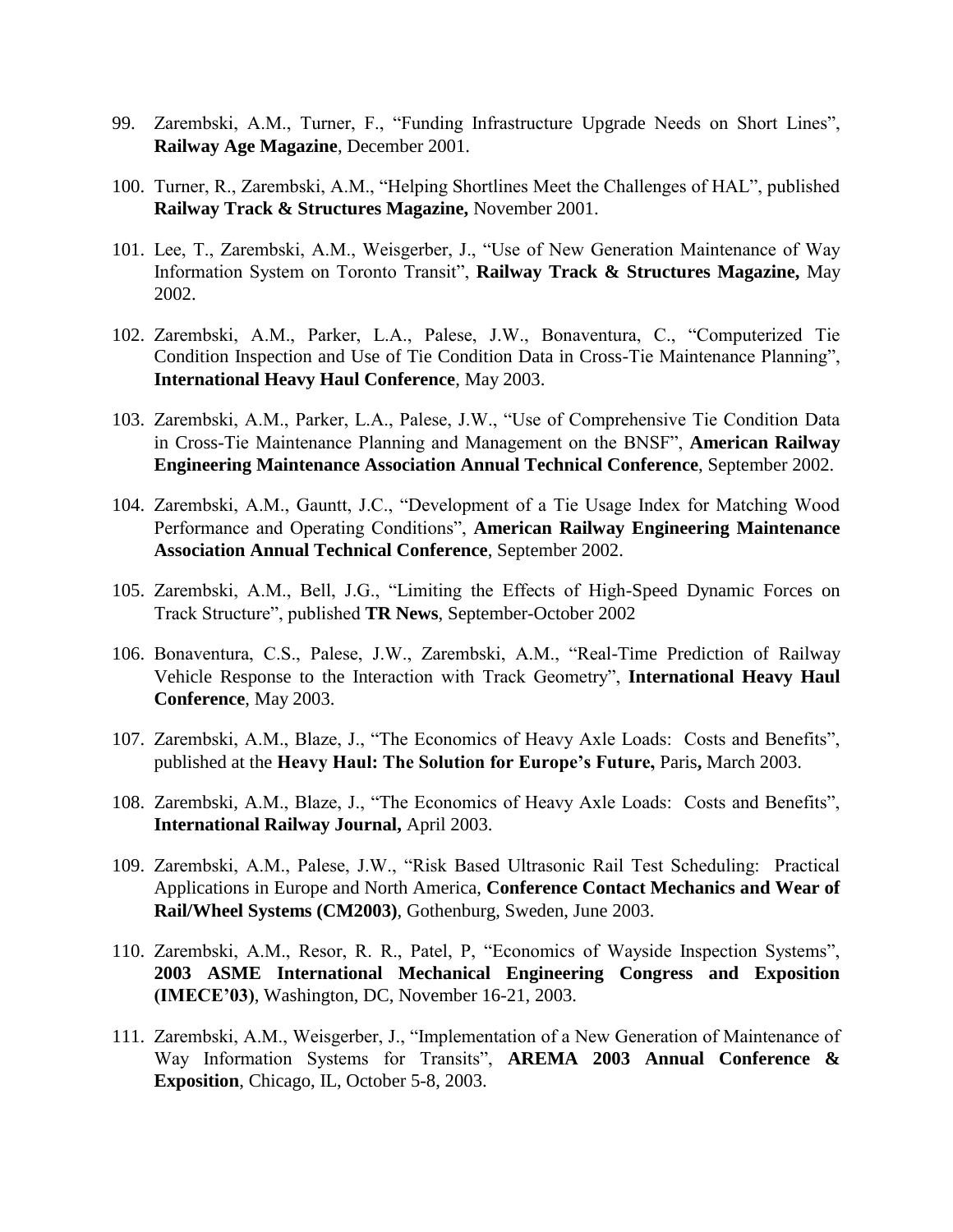99. Zarembski, A.M., Turner, F., "Funding Infrastructure Upgrade Needs on Short Lines", **Railway Age Magazine**, December 2001.

100. Turner, R., Zarembski, A.M., "Helping Shortlines Meet the Challenges of HAL", published **Railway Track & Structures Magazine,** November 2001.

101. Lee, T., Zarembski, A.M., Weisgerber, J., "Use of New Generation Maintenance of Way Information System on Toronto Transit", **Railway Track & Structures Magazine,** May 2002.

102. Zarembski, A.M., Parker, L.A., Palese, J.W., Bonaventura, C., "Computerized Tie Condition Inspection and Use of Tie Condition Data in Cross-Tie Maintenance Planning", **International Heavy Haul Conference**, May 2003.

103. Zarembski, A.M., Parker, L.A., Palese, J.W., "Use of Comprehensive Tie Condition Data in Cross-Tie Maintenance Planning and Management on the BNSF", **American Railway Engineering Maintenance Association Annual Technical Conference**, September 2002.

104. Zarembski, A.M., Gauntt, J.C., "Development of a Tie Usage Index for Matching Wood Performance and Operating Conditions", **American Railway Engineering Maintenance Association Annual Technical Conference**, September 2002.

105. Zarembski, A.M., Bell, J.G., "Limiting the Effects of High-Speed Dynamic Forces on Track Structure", published **TR News**, September-October 2002

106. Bonaventura, C.S., Palese, J.W., Zarembski, A.M., "Real-Time Prediction of Railway Vehicle Response to the Interaction with Track Geometry", **International Heavy Haul Conference**, May 2003.

107. Zarembski, A.M., Blaze, J., "The Economics of Heavy Axle Loads: Costs and Benefits", published at the **Heavy Haul: The Solution for Europe's Future,** Paris**,** March 2003.

108. Zarembski, A.M., Blaze, J., "The Economics of Heavy Axle Loads: Costs and Benefits", **International Railway Journal,** April 2003.

109. Zarembski, A.M., Palese, J.W., "Risk Based Ultrasonic Rail Test Scheduling: Practical Applications in Europe and North America, **Conference Contact Mechanics and Wear of Rail/Wheel Systems (CM2003)**, Gothenburg, Sweden, June 2003.

110. Zarembski, A.M., Resor, R. R., Patel, P, "Economics of Wayside Inspection Systems", **2003 ASME International Mechanical Engineering Congress and Exposition (IMECE'03)**, Washington, DC, November 16-21, 2003.

111. Zarembski, A.M., Weisgerber, J., "Implementation of a New Generation of Maintenance of Way Information Systems for Transits", **AREMA 2003 Annual Conference & Exposition**, Chicago, IL, October 5-8, 2003.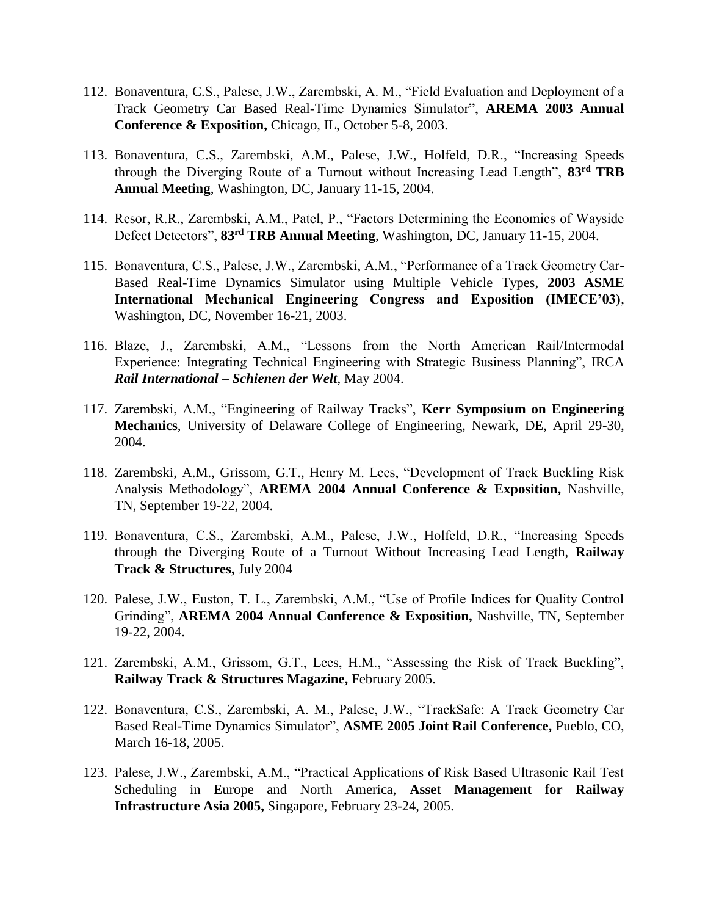112. Bonaventura, C.S., Palese, J.W., Zarembski, A. M., "Field Evaluation and Deployment of a Track Geometry Car Based Real-Time Dynamics Simulator", **AREMA 2003 Annual Conference & Exposition,** Chicago, IL, October 5-8, 2003.

113. Bonaventura, C.S., Zarembski, A.M., Palese, J.W., Holfeld, D.R., "Increasing Speeds through the Diverging Route of a Turnout without Increasing Lead Length", **83rd TRB Annual Meeting**, Washington, DC, January 11-15, 2004.

114. Resor, R.R., Zarembski, A.M., Patel, P., "Factors Determining the Economics of Wayside Defect Detectors", **83rd TRB Annual Meeting**, Washington, DC, January 11-15, 2004.

115. Bonaventura, C.S., Palese, J.W., Zarembski, A.M., "Performance of a Track Geometry Car-Based Real-Time Dynamics Simulator using Multiple Vehicle Types, **2003 ASME International Mechanical Engineering Congress and Exposition (IMECE'03)**, Washington, DC, November 16-21, 2003.

116. Blaze, J., Zarembski, A.M., "Lessons from the North American Rail/Intermodal Experience: Integrating Technical Engineering with Strategic Business Planning", IRCA ***Rail International – Schienen der Welt***, May 2004.

117. Zarembski, A.M., "Engineering of Railway Tracks", **Kerr Symposium on Engineering Mechanics**, University of Delaware College of Engineering, Newark, DE, April 29-30, 2004.

118. Zarembski, A.M., Grissom, G.T., Henry M. Lees, "Development of Track Buckling Risk Analysis Methodology", **AREMA 2004 Annual Conference & Exposition,** Nashville, TN, September 19-22, 2004.

119. Bonaventura, C.S., Zarembski, A.M., Palese, J.W., Holfeld, D.R., "Increasing Speeds through the Diverging Route of a Turnout Without Increasing Lead Length, **Railway Track & Structures,** July 2004

120. Palese, J.W., Euston, T. L., Zarembski, A.M., "Use of Profile Indices for Quality Control Grinding", **AREMA 2004 Annual Conference & Exposition,** Nashville, TN, September 19-22, 2004.

121. Zarembski, A.M., Grissom, G.T., Lees, H.M., "Assessing the Risk of Track Buckling", **Railway Track & Structures Magazine,** February 2005.

122. Bonaventura, C.S., Zarembski, A. M., Palese, J.W., "TrackSafe: A Track Geometry Car Based Real-Time Dynamics Simulator", **ASME 2005 Joint Rail Conference,** Pueblo, CO, March 16-18, 2005.

123. Palese, J.W., Zarembski, A.M., "Practical Applications of Risk Based Ultrasonic Rail Test Scheduling in Europe and North America, **Asset Management for Railway Infrastructure Asia 2005,** Singapore, February 23-24, 2005.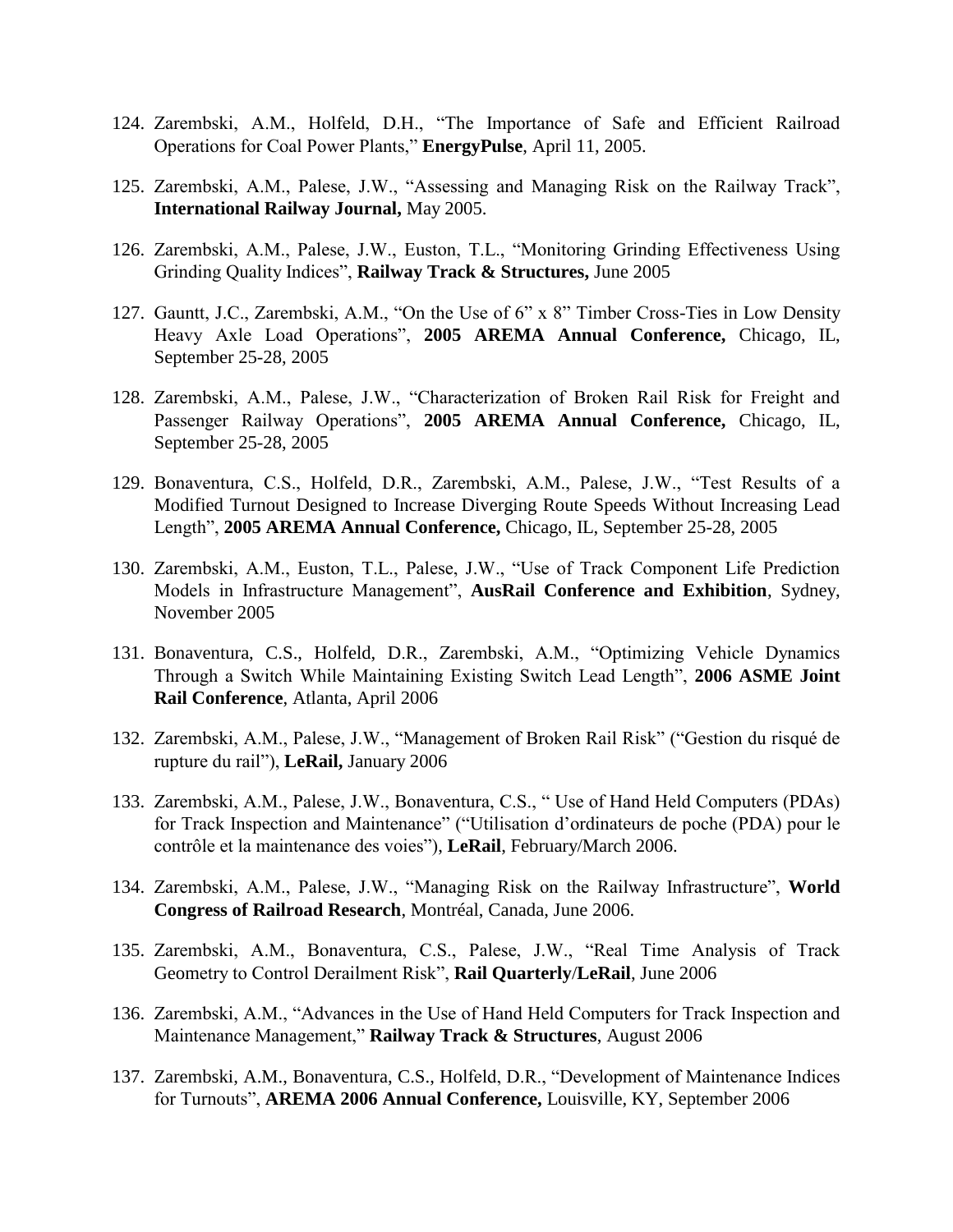124. Zarembski, A.M., Holfeld, D.H., "The Importance of Safe and Efficient Railroad Operations for Coal Power Plants," **EnergyPulse**, April 11, 2005.

125. Zarembski, A.M., Palese, J.W., "Assessing and Managing Risk on the Railway Track", **International Railway Journal,** May 2005.

126. Zarembski, A.M., Palese, J.W., Euston, T.L., "Monitoring Grinding Effectiveness Using Grinding Quality Indices", **Railway Track & Structures,** June 2005

127. Gauntt, J.C., Zarembski, A.M., "On the Use of 6" x 8" Timber Cross-Ties in Low Density Heavy Axle Load Operations", **2005 AREMA Annual Conference,** Chicago, IL, September 25-28, 2005

128. Zarembski, A.M., Palese, J.W., "Characterization of Broken Rail Risk for Freight and Passenger Railway Operations", **2005 AREMA Annual Conference,** Chicago, IL, September 25-28, 2005

129. Bonaventura, C.S., Holfeld, D.R., Zarembski, A.M., Palese, J.W., "Test Results of a Modified Turnout Designed to Increase Diverging Route Speeds Without Increasing Lead Length", **2005 AREMA Annual Conference,** Chicago, IL, September 25-28, 2005

130. Zarembski, A.M., Euston, T.L., Palese, J.W., "Use of Track Component Life Prediction Models in Infrastructure Management", **AusRail Conference and Exhibition**, Sydney, November 2005

131. Bonaventura, C.S., Holfeld, D.R., Zarembski, A.M., "Optimizing Vehicle Dynamics Through a Switch While Maintaining Existing Switch Lead Length", **2006 ASME Joint Rail Conference**, Atlanta, April 2006

132. Zarembski, A.M., Palese, J.W., "Management of Broken Rail Risk" ("Gestion du risqué de rupture du rail"), **LeRail,** January 2006

133. Zarembski, A.M., Palese, J.W., Bonaventura, C.S., " Use of Hand Held Computers (PDAs) for Track Inspection and Maintenance" ("Utilisation d'ordinateurs de poche (PDA) pour le contrôle et la maintenance des voies"), **LeRail**, February/March 2006.

134. Zarembski, A.M., Palese, J.W., "Managing Risk on the Railway Infrastructure", **World Congress of Railroad Research**, Montréal, Canada, June 2006.

135. Zarembski, A.M., Bonaventura, C.S., Palese, J.W., "Real Time Analysis of Track Geometry to Control Derailment Risk", **Rail Quarterly/LeRail**, June 2006

136. Zarembski, A.M., "Advances in the Use of Hand Held Computers for Track Inspection and Maintenance Management," **Railway Track & Structures**, August 2006

137. Zarembski, A.M., Bonaventura, C.S., Holfeld, D.R., "Development of Maintenance Indices for Turnouts", **AREMA 2006 Annual Conference,** Louisville, KY, September 2006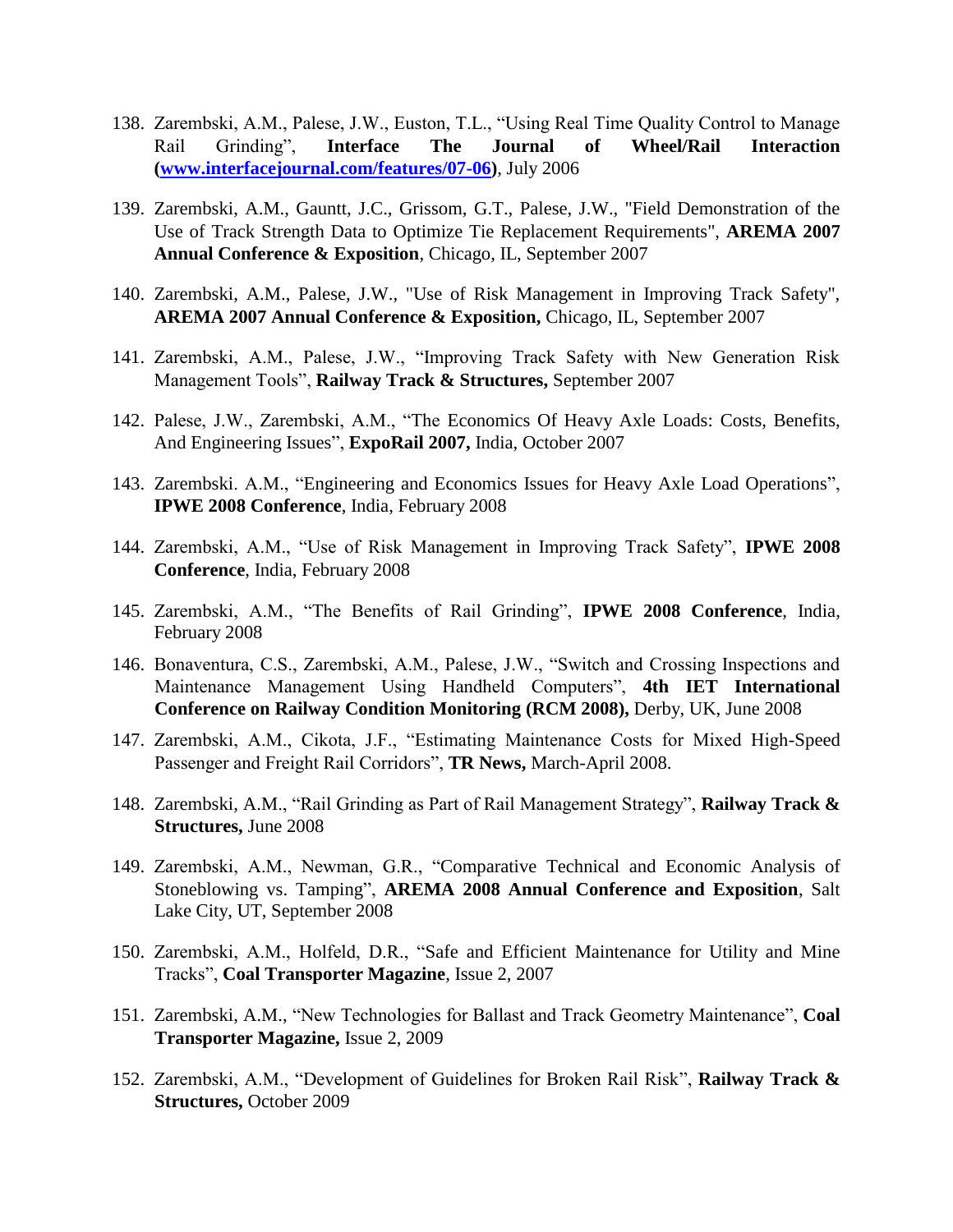138. Zarembski, A.M., Palese, J.W., Euston, T.L., "Using Real Time Quality Control to Manage Rail Grinding", **Interface The Journal of Wheel/Rail Interaction ([www.interfacejournal.com/features/07-06](www.interfacejournal.com/features/07-06))**, July 2006

139. Zarembski, A.M., Gauntt, J.C., Grissom, G.T., Palese, J.W., "Field Demonstration of the Use of Track Strength Data to Optimize Tie Replacement Requirements", **AREMA 2007 Annual Conference & Exposition**, Chicago, IL, September 2007

140. Zarembski, A.M., Palese, J.W., "Use of Risk Management in Improving Track Safety", **AREMA 2007 Annual Conference & Exposition,** Chicago, IL, September 2007

141. Zarembski, A.M., Palese, J.W., "Improving Track Safety with New Generation Risk Management Tools", **Railway Track & Structures,** September 2007

142. Palese, J.W., Zarembski, A.M., "The Economics Of Heavy Axle Loads: Costs, Benefits, And Engineering Issues", **ExpoRail 2007,** India, October 2007

143. Zarembski. A.M., "Engineering and Economics Issues for Heavy Axle Load Operations", **IPWE 2008 Conference**, India, February 2008

144. Zarembski, A.M., "Use of Risk Management in Improving Track Safety", **IPWE 2008 Conference**, India, February 2008

145. Zarembski, A.M., "The Benefits of Rail Grinding", **IPWE 2008 Conference**, India, February 2008

146. Bonaventura, C.S., Zarembski, A.M., Palese, J.W., "Switch and Crossing Inspections and Maintenance Management Using Handheld Computers", **4th IET International Conference on Railway Condition Monitoring (RCM 2008),** Derby, UK, June 2008

147. Zarembski, A.M., Cikota, J.F., "Estimating Maintenance Costs for Mixed High-Speed Passenger and Freight Rail Corridors", **TR News,** March-April 2008.

148. Zarembski, A.M., "Rail Grinding as Part of Rail Management Strategy", **Railway Track & Structures,** June 2008

149. Zarembski, A.M., Newman, G.R., "Comparative Technical and Economic Analysis of Stoneblowing vs. Tamping", **AREMA 2008 Annual Conference and Exposition**, Salt Lake City, UT, September 2008

150. Zarembski, A.M., Holfeld, D.R., "Safe and Efficient Maintenance for Utility and Mine Tracks", **Coal Transporter Magazine**, Issue 2, 2007

151. Zarembski, A.M., "New Technologies for Ballast and Track Geometry Maintenance", **Coal Transporter Magazine,** Issue 2, 2009

152. Zarembski, A.M., "Development of Guidelines for Broken Rail Risk", **Railway Track & Structures,** October 2009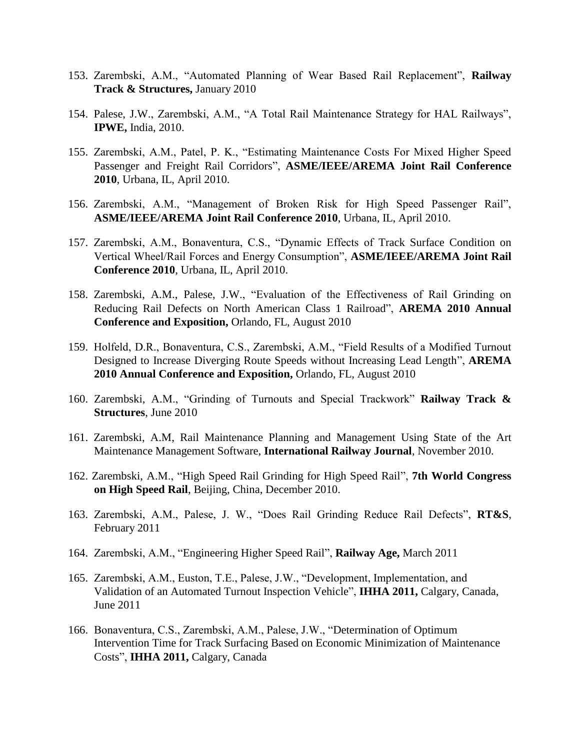153. Zarembski, A.M., "Automated Planning of Wear Based Rail Replacement", **Railway Track & Structures,** January 2010

154. Palese, J.W., Zarembski, A.M., "A Total Rail Maintenance Strategy for HAL Railways", **IPWE,** India, 2010.

155. Zarembski, A.M., Patel, P. K., "Estimating Maintenance Costs For Mixed Higher Speed Passenger and Freight Rail Corridors", **ASME/IEEE/AREMA Joint Rail Conference 2010**, Urbana, IL, April 2010.

156. Zarembski, A.M., "Management of Broken Risk for High Speed Passenger Rail", **ASME/IEEE/AREMA Joint Rail Conference 2010**, Urbana, IL, April 2010.

157. Zarembski, A.M., Bonaventura, C.S., "Dynamic Effects of Track Surface Condition on Vertical Wheel/Rail Forces and Energy Consumption", **ASME/IEEE/AREMA Joint Rail Conference 2010**, Urbana, IL, April 2010.

158. Zarembski, A.M., Palese, J.W., "Evaluation of the Effectiveness of Rail Grinding on Reducing Rail Defects on North American Class 1 Railroad", **AREMA 2010 Annual Conference and Exposition,** Orlando, FL, August 2010

159. Holfeld, D.R., Bonaventura, C.S., Zarembski, A.M., "Field Results of a Modified Turnout Designed to Increase Diverging Route Speeds without Increasing Lead Length", **AREMA 2010 Annual Conference and Exposition,** Orlando, FL, August 2010

160. Zarembski, A.M., "Grinding of Turnouts and Special Trackwork" **Railway Track & Structures**, June 2010

161. Zarembski, A.M, Rail Maintenance Planning and Management Using State of the Art Maintenance Management Software, **International Railway Journal**, November 2010.

162. Zarembski, A.M., "High Speed Rail Grinding for High Speed Rail", **7th World Congress on High Speed Rail**, Beijing, China, December 2010.

163. Zarembski, A.M., Palese, J. W., "Does Rail Grinding Reduce Rail Defects", **RT&S**, February 2011

164. Zarembski, A.M., "Engineering Higher Speed Rail", **Railway Age,** March 2011

165. Zarembski, A.M., Euston, T.E., Palese, J.W., "Development, Implementation, and Validation of an Automated Turnout Inspection Vehicle", **IHHA 2011,** Calgary, Canada, June 2011

166. Bonaventura, C.S., Zarembski, A.M., Palese, J.W., "Determination of Optimum Intervention Time for Track Surfacing Based on Economic Minimization of Maintenance Costs", **IHHA 2011,** Calgary, Canada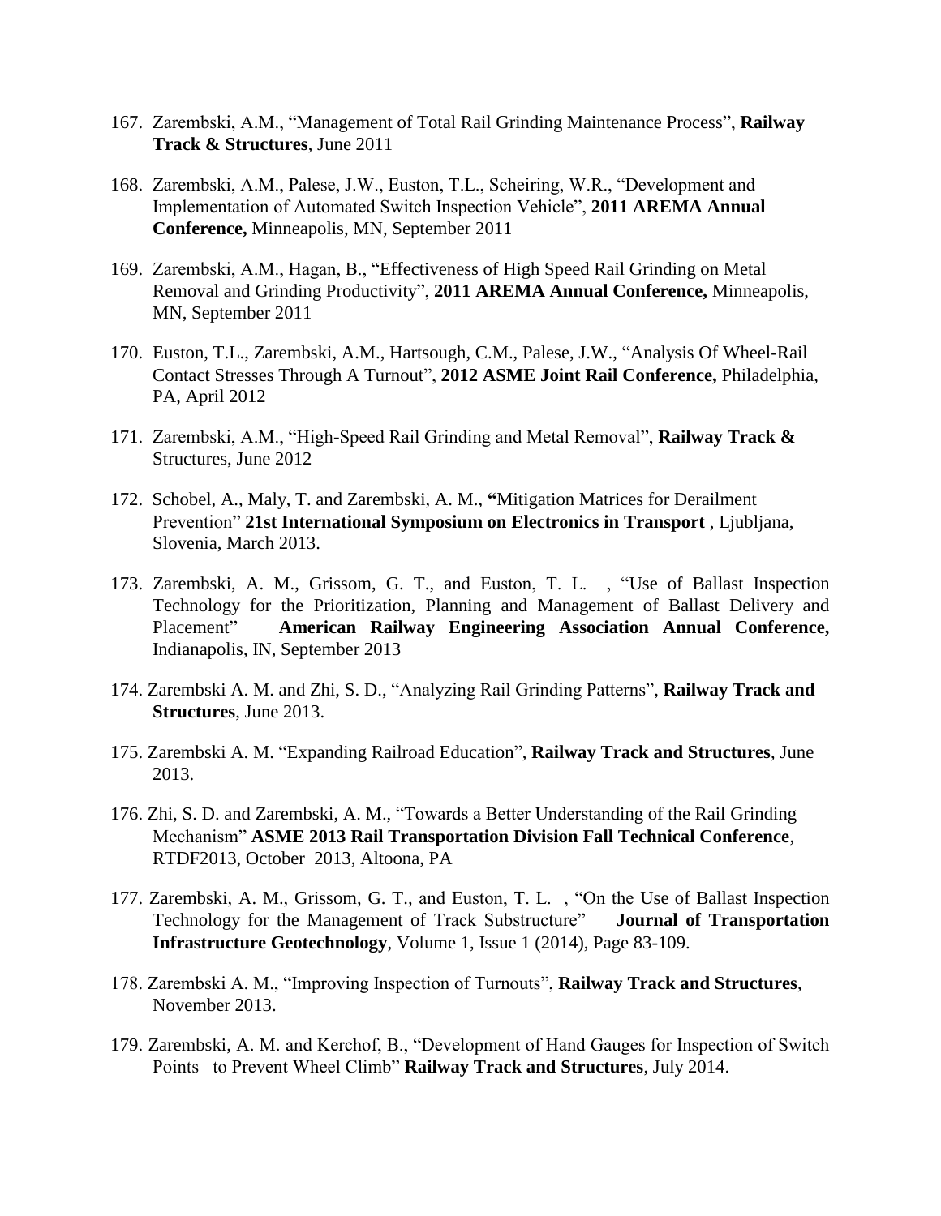167. Zarembski, A.M., “Management of Total Rail Grinding Maintenance Process”, **Railway Track & Structures**, June 2011

168. Zarembski, A.M., Palese, J.W., Euston, T.L., Scheiring, W.R., “Development and Implementation of Automated Switch Inspection Vehicle”, **2011 AREMA Annual Conference,** Minneapolis, MN, September 2011

169. Zarembski, A.M., Hagan, B., “Effectiveness of High Speed Rail Grinding on Metal Removal and Grinding Productivity”, **2011 AREMA Annual Conference,** Minneapolis, MN, September 2011

170. Euston, T.L., Zarembski, A.M., Hartsough, C.M., Palese, J.W., “Analysis Of Wheel-Rail Contact Stresses Through A Turnout”, **2012 ASME Joint Rail Conference,** Philadelphia, PA, April 2012

171. Zarembski, A.M., “High-Speed Rail Grinding and Metal Removal”, **Railway Track &** Structures, June 2012

172. Schobel, A., Maly, T. and Zarembski, A. M., **“**Mitigation Matrices for Derailment Prevention” **21st International Symposium on Electronics in Transport** , Ljubljana, Slovenia, March 2013.

173. Zarembski, A. M., Grissom, G. T., and Euston, T. L. , “Use of Ballast Inspection Technology for the Prioritization, Planning and Management of Ballast Delivery and Placement” **American Railway Engineering Association Annual Conference,** Indianapolis, IN, September 2013

174. Zarembski A. M. and Zhi, S. D., “Analyzing Rail Grinding Patterns”, **Railway Track and Structures**, June 2013.

175. Zarembski A. M. “Expanding Railroad Education”, **Railway Track and Structures**, June 2013.

176. Zhi, S. D. and Zarembski, A. M., “Towards a Better Understanding of the Rail Grinding Mechanism” **ASME 2013 Rail Transportation Division Fall Technical Conference**, RTDF2013, October 2013, Altoona, PA

177. Zarembski, A. M., Grissom, G. T., and Euston, T. L. , “On the Use of Ballast Inspection Technology for the Management of Track Substructure” **Journal of Transportation Infrastructure Geotechnology**, Volume 1, Issue 1 (2014), Page 83-109.

178. Zarembski A. M., “Improving Inspection of Turnouts”, **Railway Track and Structures**, November 2013.

179. Zarembski, A. M. and Kerchof, B., “Development of Hand Gauges for Inspection of Switch Points to Prevent Wheel Climb” **Railway Track and Structures**, July 2014.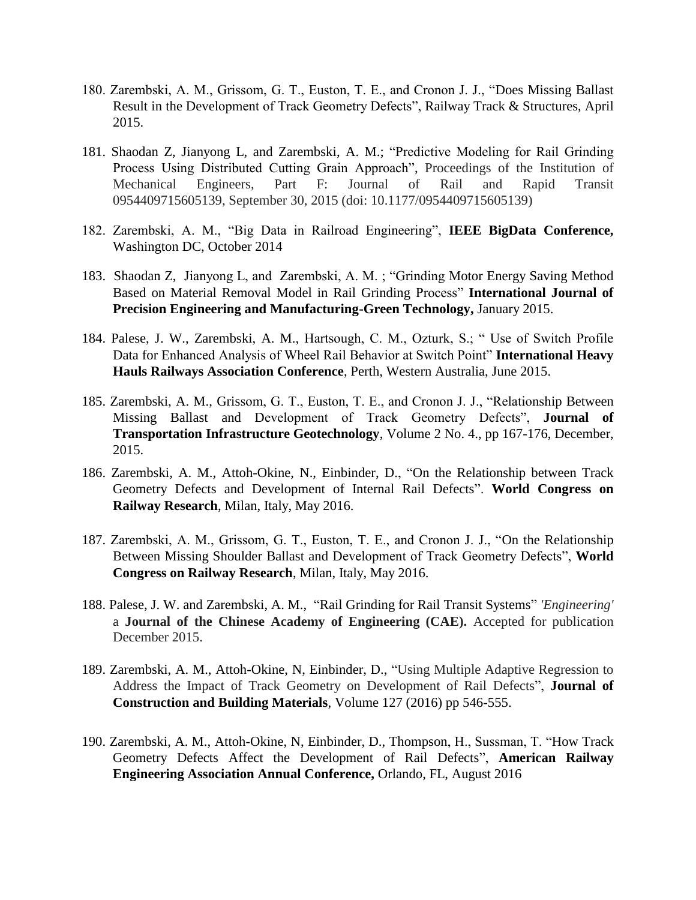180. Zarembski, A. M., Grissom, G. T., Euston, T. E., and Cronon J. J., “Does Missing Ballast Result in the Development of Track Geometry Defects”, Railway Track & Structures, April 2015.

181. Shaodan Z, Jianyong L, and Zarembski, A. M.; “Predictive Modeling for Rail Grinding Process Using Distributed Cutting Grain Approach”, Proceedings of the Institution of Mechanical Engineers, Part F: Journal of Rail and Rapid Transit 0954409715605139, September 30, 2015 (doi: 10.1177/0954409715605139)

182. Zarembski, A. M., “Big Data in Railroad Engineering”, **IEEE BigData Conference,** Washington DC, October 2014

183. Shaodan Z, Jianyong L, and Zarembski, A. M. ; “Grinding Motor Energy Saving Method Based on Material Removal Model in Rail Grinding Process” **International Journal of Precision Engineering and Manufacturing-Green Technology,** January 2015.

184. Palese, J. W., Zarembski, A. M., Hartsough, C. M., Ozturk, S.; “ Use of Switch Profile Data for Enhanced Analysis of Wheel Rail Behavior at Switch Point” **International Heavy Hauls Railways Association Conference**, Perth, Western Australia, June 2015.

185. Zarembski, A. M., Grissom, G. T., Euston, T. E., and Cronon J. J., “Relationship Between Missing Ballast and Development of Track Geometry Defects”, **Journal of Transportation Infrastructure Geotechnology**, Volume 2 No. 4., pp 167-176, December, 2015.

186. Zarembski, A. M., Attoh-Okine, N., Einbinder, D., “On the Relationship between Track Geometry Defects and Development of Internal Rail Defects”. **World Congress on Railway Research**, Milan, Italy, May 2016.

187. Zarembski, A. M., Grissom, G. T., Euston, T. E., and Cronon J. J., “On the Relationship Between Missing Shoulder Ballast and Development of Track Geometry Defects”, **World Congress on Railway Research**, Milan, Italy, May 2016.

188. Palese, J. W. and Zarembski, A. M., “Rail Grinding for Rail Transit Systems” *'Engineering'* a **Journal of the Chinese Academy of Engineering (CAE).** Accepted for publication December 2015.

189. Zarembski, A. M., Attoh-Okine, N, Einbinder, D., “Using Multiple Adaptive Regression to Address the Impact of Track Geometry on Development of Rail Defects”, **Journal of Construction and Building Materials**, Volume 127 (2016) pp 546-555.

190. Zarembski, A. M., Attoh-Okine, N, Einbinder, D., Thompson, H., Sussman, T. “How Track Geometry Defects Affect the Development of Rail Defects”, **American Railway Engineering Association Annual Conference,** Orlando, FL, August 2016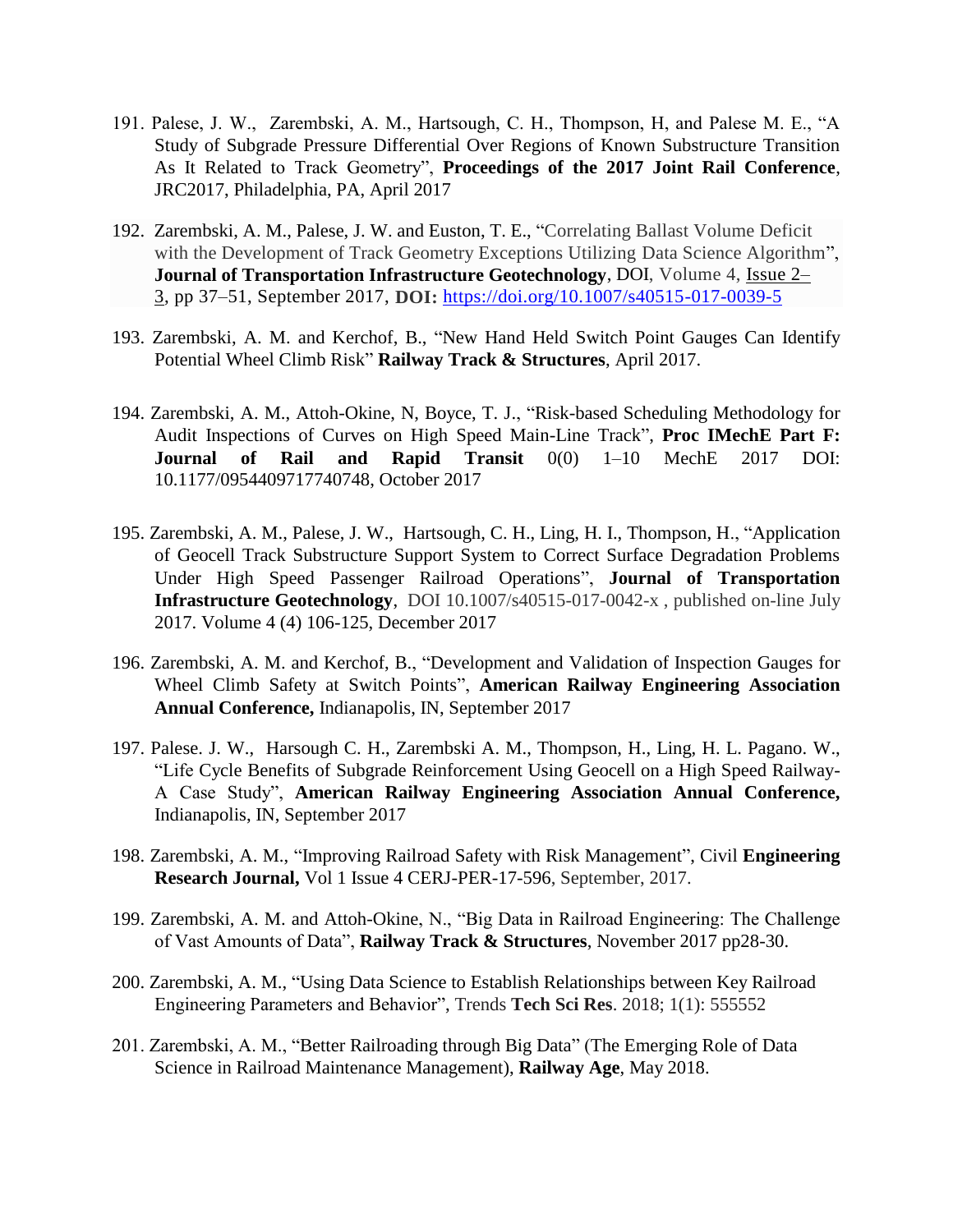191. Palese, J. W., Zarembski, A. M., Hartsough, C. H., Thompson, H, and Palese M. E., "A Study of Subgrade Pressure Differential Over Regions of Known Substructure Transition As It Related to Track Geometry", **Proceedings of the 2017 Joint Rail Conference**, JRC2017, Philadelphia, PA, April 2017

192. Zarembski, A. M., Palese, J. W. and Euston, T. E., "Correlating Ballast Volume Deficit with the Development of Track Geometry Exceptions Utilizing Data Science Algorithm", **Journal of Transportation Infrastructure Geotechnology**, DOI, Volume 4, Issue 2–3, pp 37–51, September 2017, **DOI:** https://doi.org/10.1007/s40515-017-0039-5

193. Zarembski, A. M. and Kerchof, B., "New Hand Held Switch Point Gauges Can Identify Potential Wheel Climb Risk" **Railway Track & Structures**, April 2017.

194. Zarembski, A. M., Attoh-Okine, N, Boyce, T. J., "Risk-based Scheduling Methodology for Audit Inspections of Curves on High Speed Main-Line Track", **Proc IMechE Part F: Journal of Rail and Rapid Transit** 0(0) 1–10 MechE 2017 DOI: 10.1177/0954409717740748, October 2017

195. Zarembski, A. M., Palese, J. W., Hartsough, C. H., Ling, H. I., Thompson, H., "Application of Geocell Track Substructure Support System to Correct Surface Degradation Problems Under High Speed Passenger Railroad Operations", **Journal of Transportation Infrastructure Geotechnology**, DOI 10.1007/s40515-017-0042-x , published on-line July 2017. Volume 4 (4) 106-125, December 2017

196. Zarembski, A. M. and Kerchof, B., "Development and Validation of Inspection Gauges for Wheel Climb Safety at Switch Points", **American Railway Engineering Association Annual Conference,** Indianapolis, IN, September 2017

197. Palese. J. W., Harsough C. H., Zarembski A. M., Thompson, H., Ling, H. L. Pagano. W., "Life Cycle Benefits of Subgrade Reinforcement Using Geocell on a High Speed Railway- A Case Study", **American Railway Engineering Association Annual Conference,** Indianapolis, IN, September 2017

198. Zarembski, A. M., "Improving Railroad Safety with Risk Management", Civil **Engineering Research Journal,** Vol 1 Issue 4 CERJ-PER-17-596, September, 2017.

199. Zarembski, A. M. and Attoh-Okine, N., "Big Data in Railroad Engineering: The Challenge of Vast Amounts of Data", **Railway Track & Structures**, November 2017 pp28-30.

200. Zarembski, A. M., "Using Data Science to Establish Relationships between Key Railroad Engineering Parameters and Behavior", Trends **Tech Sci Res**. 2018; 1(1): 555552

201. Zarembski, A. M., "Better Railroading through Big Data" (The Emerging Role of Data Science in Railroad Maintenance Management), **Railway Age**, May 2018.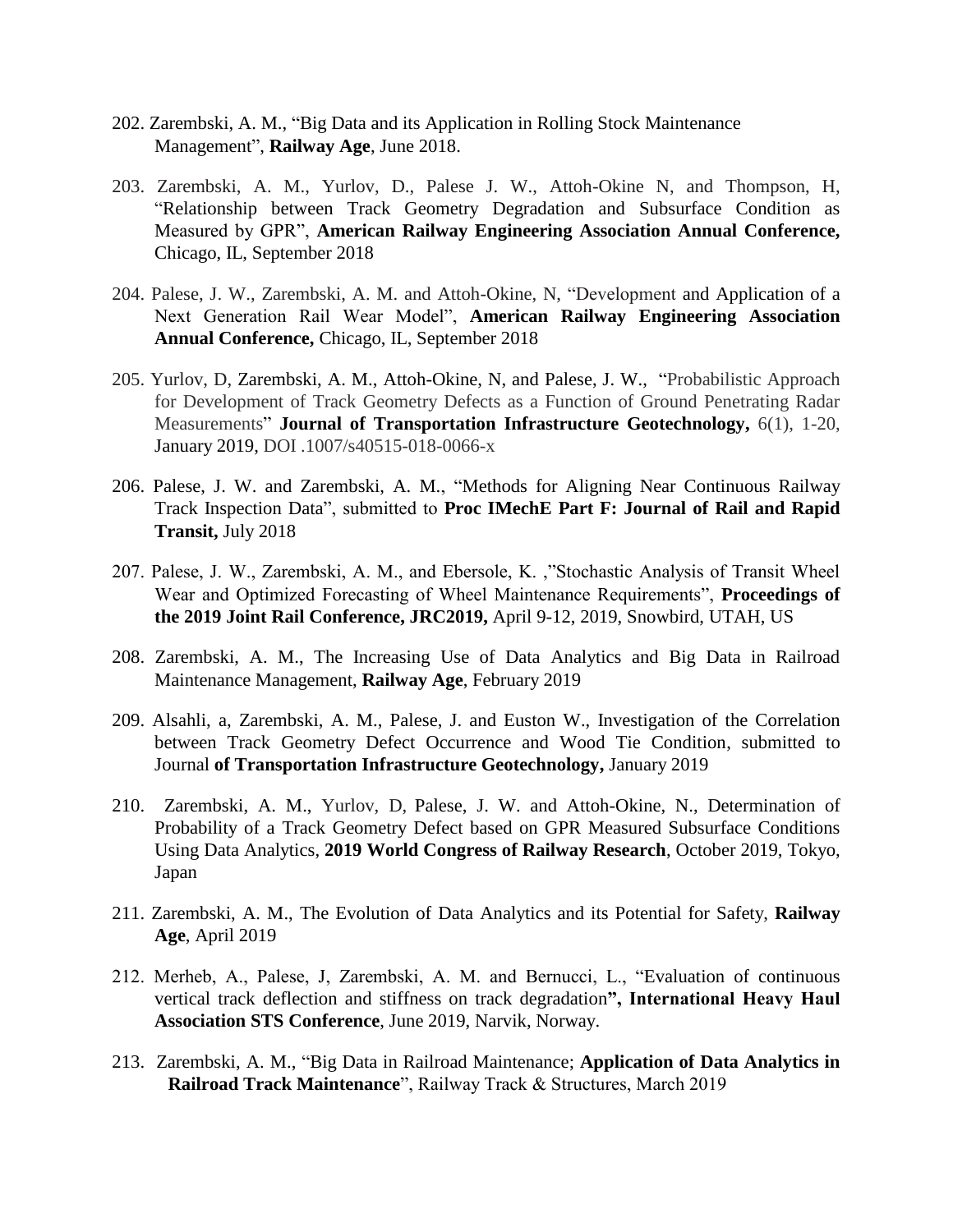202. Zarembski, A. M., "Big Data and its Application in Rolling Stock Maintenance Management", **Railway Age**, June 2018.

203. Zarembski, A. M., Yurlov, D., Palese J. W., Attoh-Okine N, and Thompson, H, "Relationship between Track Geometry Degradation and Subsurface Condition as Measured by GPR", **American Railway Engineering Association Annual Conference,** Chicago, IL, September 2018

204. Palese, J. W., Zarembski, A. M. and Attoh-Okine, N, "Development and Application of a Next Generation Rail Wear Model", **American Railway Engineering Association Annual Conference,** Chicago, IL, September 2018

205. Yurlov, D, Zarembski, A. M., Attoh-Okine, N, and Palese, J. W., "Probabilistic Approach for Development of Track Geometry Defects as a Function of Ground Penetrating Radar Measurements" **Journal of Transportation Infrastructure Geotechnology,** 6(1), 1-20, January 2019, DOI .1007/s40515-018-0066-x

206. Palese, J. W. and Zarembski, A. M., "Methods for Aligning Near Continuous Railway Track Inspection Data", submitted to **Proc IMechE Part F: Journal of Rail and Rapid Transit,** July 2018

207. Palese, J. W., Zarembski, A. M., and Ebersole, K. ,"Stochastic Analysis of Transit Wheel Wear and Optimized Forecasting of Wheel Maintenance Requirements", **Proceedings of the 2019 Joint Rail Conference, JRC2019,** April 9-12, 2019, Snowbird, UTAH, US

208. Zarembski, A. M., The Increasing Use of Data Analytics and Big Data in Railroad Maintenance Management, **Railway Age**, February 2019

209. Alsahli, a, Zarembski, A. M., Palese, J. and Euston W., Investigation of the Correlation between Track Geometry Defect Occurrence and Wood Tie Condition, submitted to Journal **of Transportation Infrastructure Geotechnology,** January 2019

210. Zarembski, A. M., Yurlov, D, Palese, J. W. and Attoh-Okine, N., Determination of Probability of a Track Geometry Defect based on GPR Measured Subsurface Conditions Using Data Analytics, **2019 World Congress of Railway Research**, October 2019, Tokyo, Japan

211. Zarembski, A. M., The Evolution of Data Analytics and its Potential for Safety, **Railway Age**, April 2019

212. Merheb, A., Palese, J, Zarembski, A. M. and Bernucci, L., "Evaluation of continuous vertical track deflection and stiffness on track degradation**", International Heavy Haul Association STS Conference**, June 2019, Narvik, Norway.

213. Zarembski, A. M., "Big Data in Railroad Maintenance; **Application of Data Analytics in Railroad Track Maintenance**", Railway Track & Structures, March 2019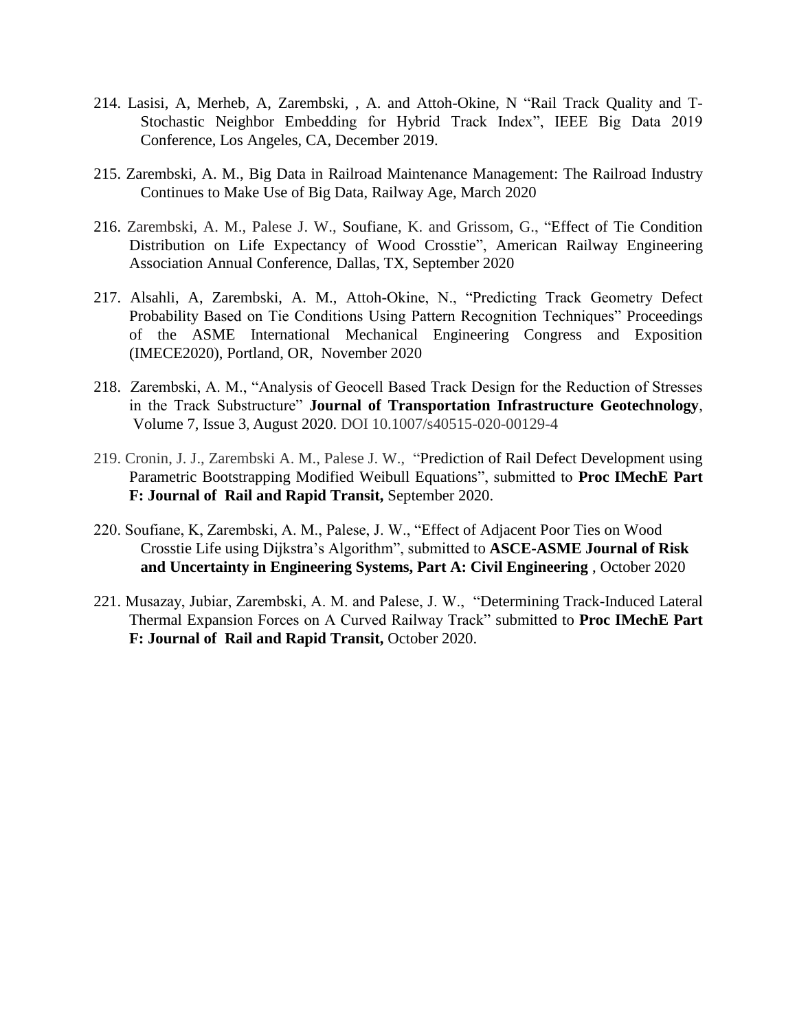214. Lasisi, A, Merheb, A, Zarembski, , A. and Attoh-Okine, N "Rail Track Quality and T-Stochastic Neighbor Embedding for Hybrid Track Index", IEEE Big Data 2019 Conference, Los Angeles, CA, December 2019.

215. Zarembski, A. M., Big Data in Railroad Maintenance Management: The Railroad Industry Continues to Make Use of Big Data, Railway Age, March 2020

216. Zarembski, A. M., Palese J. W., Soufiane, K. and Grissom, G., "Effect of Tie Condition Distribution on Life Expectancy of Wood Crosstie", American Railway Engineering Association Annual Conference, Dallas, TX, September 2020

217. Alsahli, A, Zarembski, A. M., Attoh-Okine, N., "Predicting Track Geometry Defect Probability Based on Tie Conditions Using Pattern Recognition Techniques" Proceedings of the ASME International Mechanical Engineering Congress and Exposition (IMECE2020), Portland, OR, November 2020

218. Zarembski, A. M., "Analysis of Geocell Based Track Design for the Reduction of Stresses in the Track Substructure" **Journal of Transportation Infrastructure Geotechnology**, Volume 7, Issue 3, August 2020. DOI 10.1007/s40515-020-00129-4

219. Cronin, J. J., Zarembski A. M., Palese J. W., "Prediction of Rail Defect Development using Parametric Bootstrapping Modified Weibull Equations", submitted to **Proc IMechE Part F: Journal of Rail and Rapid Transit,** September 2020.

220. Soufiane, K, Zarembski, A. M., Palese, J. W., "Effect of Adjacent Poor Ties on Wood Crosstie Life using Dijkstra's Algorithm", submitted to **ASCE-ASME Journal of Risk and Uncertainty in Engineering Systems, Part A: Civil Engineering** , October 2020

221. Musazay, Jubiar, Zarembski, A. M. and Palese, J. W., "Determining Track-Induced Lateral Thermal Expansion Forces on A Curved Railway Track" submitted to **Proc IMechE Part F: Journal of Rail and Rapid Transit,** October 2020.